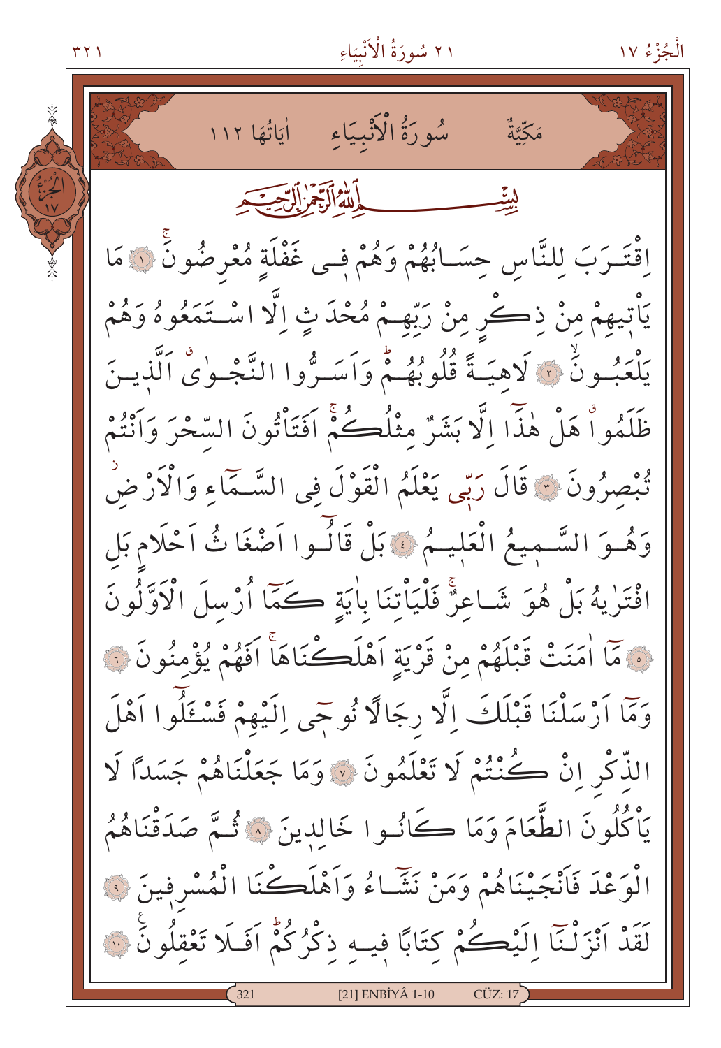مَكِّيَّةٌ — سُورَةُ الْاَنْبِيَاءِ — اٰيَاتُهَا ١١٢

بِسْمِ اللّٰهِ الرَّحْمٰنِ الرَّح۪يمِ

اِقْتَرَبَ لِلنَّاسِ حِسَابُهُمْ وَهُمْ ف۪ي غَفْلَةٍ مُعْرِضُونَۚ ﴿١﴾ مَا يَأْت۪يهِمْ مِنْ ذِكْرٍ مِنْ رَبِّهِمْ مُحْدَثٍ اِلَّا اسْتَمَعُوهُ وَهُمْ يَلْعَبُونَۙ ﴿٢﴾ لَاهِيَةً قُلُوبُهُمْۜ وَاَسَرُّوا النَّجْوَىۗ اَلَّذ۪ينَ ظَلَمُواۗ هَلْ هٰذَٓا اِلَّا بَشَرٌ مِثْلُكُمْۚ اَفَتَأْتُونَ السِّحْرَ وَاَنْتُمْ تُبْصِرُونَ ﴿٣﴾ قَالَ رَبّ۪ي يَعْلَمُ الْقَوْلَ فِي السَّمَٓاءِ وَالْاَرْضِۘ وَهُوَ السَّم۪يعُ الْعَل۪يمُ ﴿٤﴾ بَلْ قَالُٓوا اَضْغَاثُ اَحْلَامٍ بَلِ افْتَرٰيهُ بَلْ هُوَ شَاعِرٌۚ فَلْيَأْتِنَا بِاٰيَةٍ كَمَٓا اُرْسِلَ الْاَوَّلُونَ ﴿٥﴾ مَٓا اٰمَنَتْ قَبْلَهُمْ مِنْ قَرْيَةٍ اَهْلَكْنَاهَاۚ اَفَهُمْ يُؤْمِنُونَ ﴿٦﴾ وَمَٓا اَرْسَلْنَا قَبْلَكَ اِلَّا رِجَالًا نُوح۪ٓي اِلَيْهِمْ فَسْـَٔلُٓوا اَهْلَ الذِّكْرِ اِنْ كُنْتُمْ لَا تَعْلَمُونَ ﴿٧﴾ وَمَا جَعَلْنَاهُمْ جَسَدًا لَا يَأْكُلُونَ الطَّعَامَ وَمَا كَانُوا خَالِد۪ينَ ﴿٨﴾ ثُمَّ صَدَقْنَاهُمُ الْوَعْدَ فَاَنْجَيْنَاهُمْ وَمَنْ نَشَٓاءُ وَاَهْلَكْنَا الْمُسْرِف۪ينَ ﴿٩﴾ لَقَدْ اَنْزَلْنَٓا اِلَيْكُمْ كِتَابًا ف۪يهِ ذِكْرُكُمْۜ اَفَلَا تَعْقِلُونَ۟ ﴿١٠﴾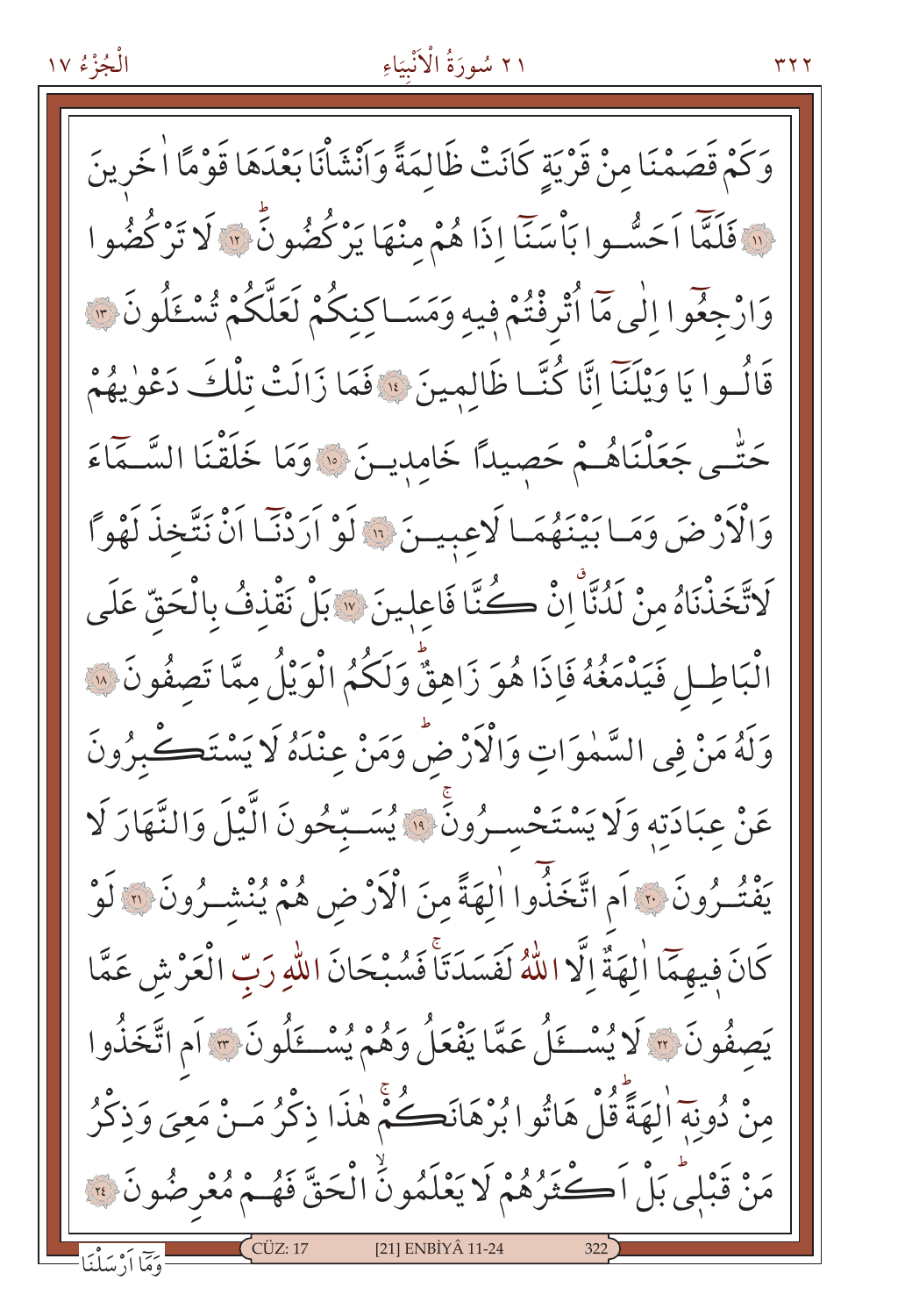وَكَمْ قَصَمْنَا مِنْ قَرْيَةٍ كَانَتْ ظَالِمَةً وَاَنْشَاْنَا بَعْدَهَا قَوْمًا اٰخَرِينَ ﴿١١﴾ فَلَمَّٓا اَحَسُّوا بَاْسَنَٓا اِذَا هُمْ مِنْهَا يَرْكُضُونَ ﴿١٢﴾ لَا تَرْكُضُوا وَارْجِعُٓوا اِلٰى مَٓا اُتْرِفْتُمْ فِيهِ وَمَسَاكِنِكُمْ لَعَلَّكُمْ تُسْـَٔلُونَ ﴿١٣﴾ قَالُوا يَا وَيْلَنَٓا اِنَّا كُنَّا ظَالِمِينَ ﴿١٤﴾ فَمَا زَالَتْ تِلْكَ دَعْوٰيهُمْ حَتّٰى جَعَلْنَاهُمْ حَصِيدًا خَامِدِينَ ﴿١٥﴾ وَمَا خَلَقْنَا السَّمَٓاءَ وَالْاَرْضَ وَمَا بَيْنَهُمَا لَاعِبِينَ ﴿١٦﴾ لَوْ اَرَدْنَٓا اَنْ نَتَّخِذَ لَهْوًا لَاتَّخَذْنَاهُ مِنْ لَدُنَّا اِنْ كُنَّا فَاعِلِينَ ﴿١٧﴾ بَلْ نَقْذِفُ بِالْحَقِّ عَلَى الْبَاطِلِ فَيَدْمَغُهُ فَاِذَا هُوَ زَاهِقٌ وَلَكُمُ الْوَيْلُ مِمَّا تَصِفُونَ ﴿١٨﴾ وَلَهُ مَنْ فِي السَّمٰوَاتِ وَالْاَرْضِ وَمَنْ عِنْدَهُ لَا يَسْتَكْبِرُونَ عَنْ عِبَادَتِهِ وَلَا يَسْتَحْسِرُونَ ﴿١٩﴾ يُسَبِّحُونَ الَّيْلَ وَالنَّهَارَ لَا يَفْتُرُونَ ﴿٢٠﴾ اَمِ اتَّخَذُٓوا اٰلِهَةً مِنَ الْاَرْضِ هُمْ يُنْشِرُونَ ﴿٢١﴾ لَوْ كَانَ فِيهِمَٓا اٰلِهَةٌ اِلَّا اللّٰهُ لَفَسَدَتَا فَسُبْحَانَ اللّٰهِ رَبِّ الْعَرْشِ عَمَّا يَصِفُونَ ﴿٢٢﴾ لَا يُسْـَٔلُ عَمَّا يَفْعَلُ وَهُمْ يُسْـَٔلُونَ ﴿٢٣﴾ اَمِ اتَّخَذُوا مِنْ دُونِهِٓ اٰلِهَةً قُلْ هَاتُوا بُرْهَانَكُمْ هٰذَا ذِكْرُ مَنْ مَعِيَ وَذِكْرُ مَنْ قَبْلِي بَلْ اَكْثَرُهُمْ لَا يَعْلَمُونَ الْحَقَّ فَهُمْ مُعْرِضُونَ ﴿٢٤﴾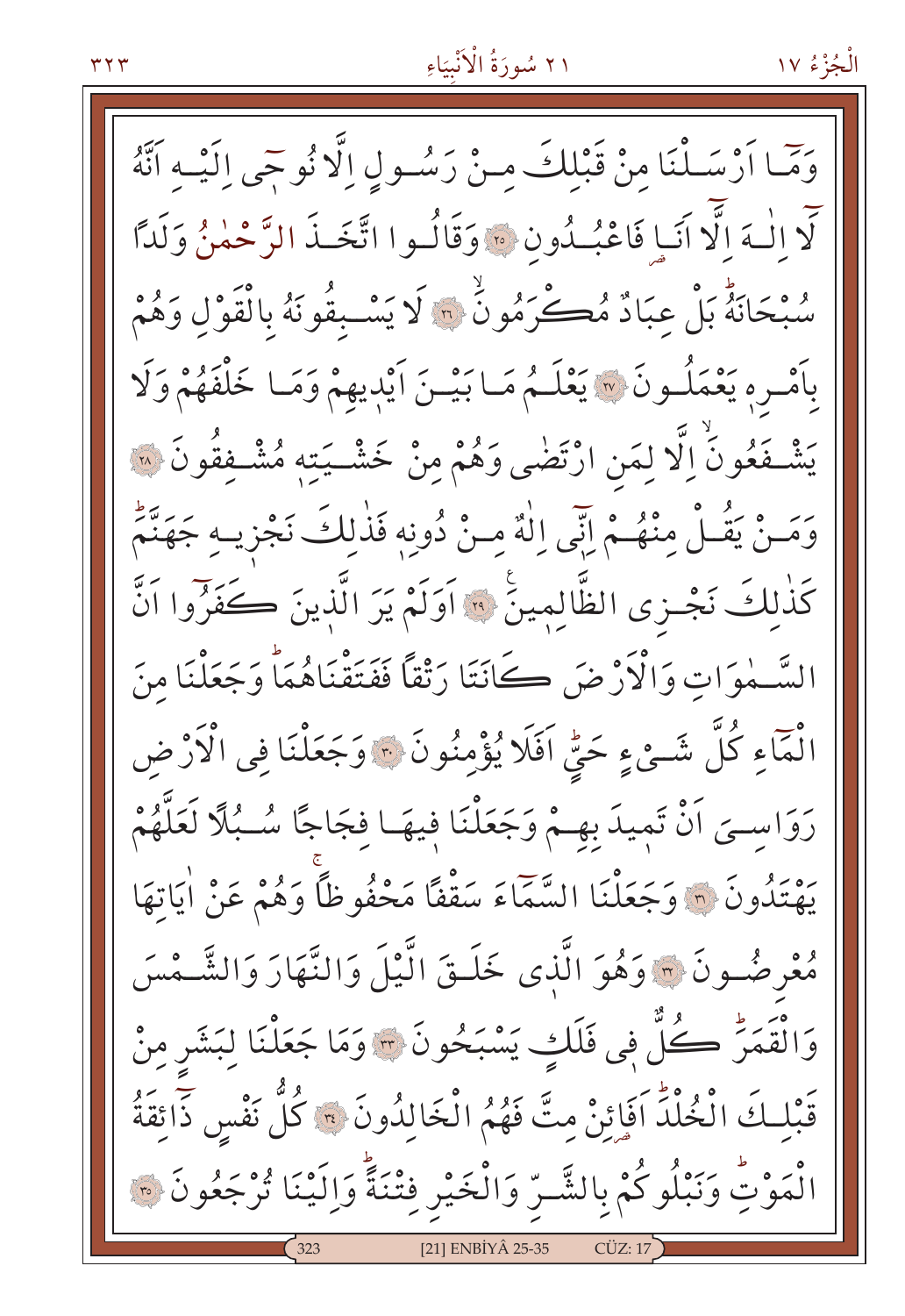وَمَٓا اَرْسَلْنَا مِنْ قَبْلِكَ مِنْ رَسُولٍ اِلَّا نُوحٖٓي اِلَيْهِ اَنَّهُ لَٓا اِلٰهَ اِلَّٓا اَنَا فَاعْبُدُونِ ﴿٢٥﴾ وَقَالُوا اتَّخَذَ الرَّحْمٰنُ وَلَدًا سُبْحَانَهُۜ بَلْ عِبَادٌ مُكْرَمُونَۙ ﴿٢٦﴾ لَا يَسْبِقُونَهُ بِالْقَوْلِ وَهُمْ بِاَمْرِهٖ يَعْمَلُونَ ﴿٢٧﴾ يَعْلَمُ مَا بَيْنَ اَيْدٖيهِمْ وَمَا خَلْفَهُمْ وَلَا يَشْفَعُونَۙ اِلَّا لِمَنِ ارْتَضٰى وَهُمْ مِنْ خَشْيَتِهٖ مُشْفِقُونَ ﴿٢٨﴾ وَمَنْ يَقُلْ مِنْهُمْ اِنّٖٓي اِلٰهٌ مِنْ دُونِهٖ فَذٰلِكَ نَجْزٖيهِ جَهَنَّمَۜ كَذٰلِكَ نَجْزِي الظَّالِمٖينَ ﴿٢٩﴾ اَوَلَمْ يَرَ الَّذٖينَ كَفَرُٓوا اَنَّ السَّمٰوَاتِ وَالْاَرْضَ كَانَتَا رَتْقًا فَفَتَقْنَاهُمَاۜ وَجَعَلْنَا مِنَ الْمَٓاءِ كُلَّ شَيْءٍ حَيٍّۜ اَفَلَا يُؤْمِنُونَ ﴿٣٠﴾ وَجَعَلْنَا فِي الْاَرْضِ رَوَاسِيَ اَنْ تَمٖيدَ بِهِمْ وَجَعَلْنَا فٖيهَا فِجَاجًا سُبُلًا لَعَلَّهُمْ يَهْتَدُونَ ﴿٣١﴾ وَجَعَلْنَا السَّمَٓاءَ سَقْفًا مَحْفُوظًاۚ وَهُمْ عَنْ اٰيَاتِهَا مُعْرِضُونَ ﴿٣٢﴾ وَهُوَ الَّذٖي خَلَقَ الَّيْلَ وَالنَّهَارَ وَالشَّمْسَ وَالْقَمَرَۜ كُلٌّ فٖي فَلَكٍ يَسْبَحُونَ ﴿٣٣﴾ وَمَا جَعَلْنَا لِبَشَرٍ مِنْ قَبْلِكَ الْخُلْدَۜ اَفَائِنْ مِتَّ فَهُمُ الْخَالِدُونَ ﴿٣٤﴾ كُلُّ نَفْسٍ ذَٓائِقَةُ الْمَوْتِۜ وَنَبْلُوكُمْ بِالشَّرِّ وَالْخَيْرِ فِتْنَةًۜ وَاِلَيْنَا تُرْجَعُونَ ﴿٣٥﴾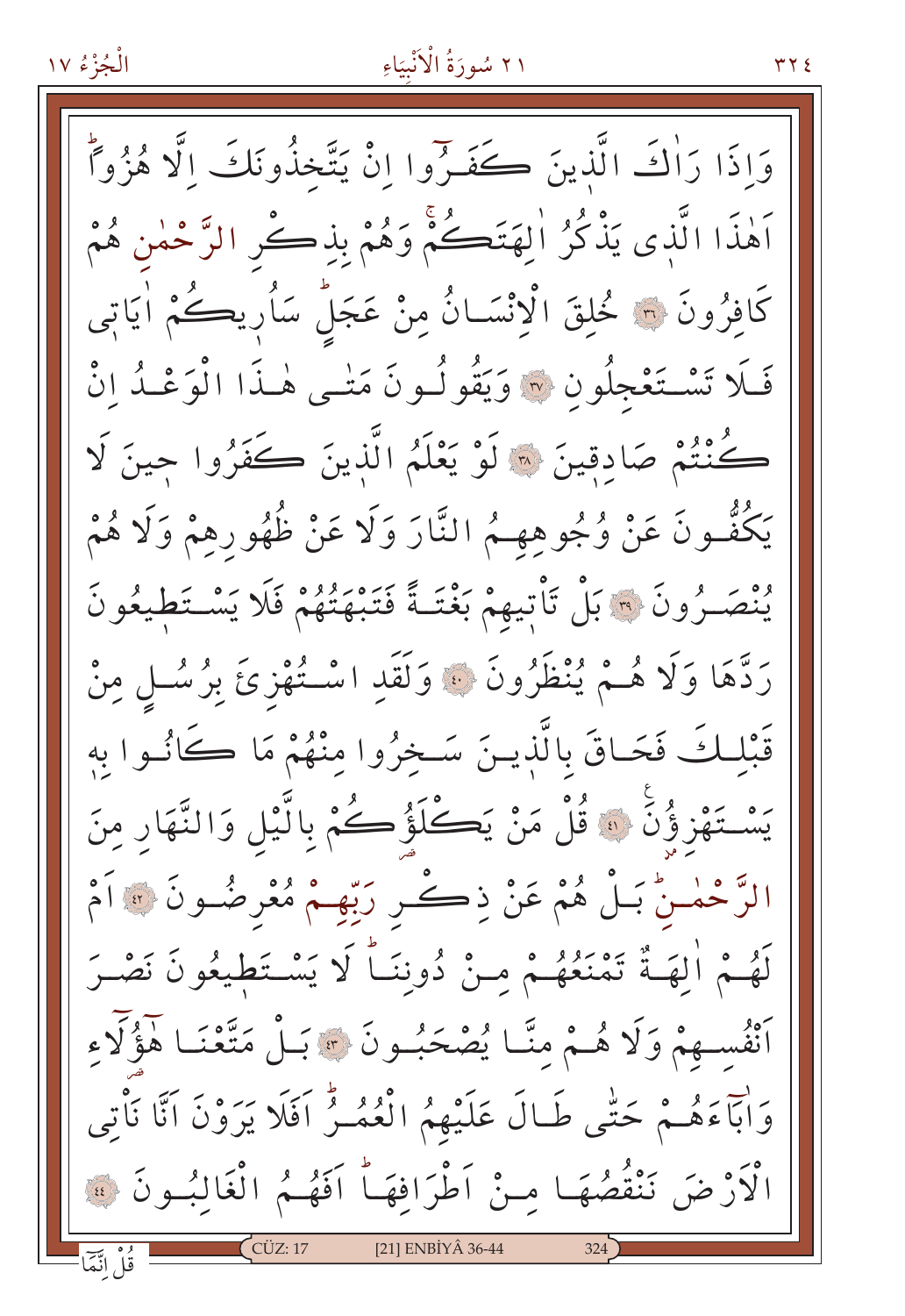وَاِذَا رَاٰكَ الَّذٖينَ كَفَرُٓوا اِنْ يَتَّخِذُونَكَ اِلَّا هُزُوًاۜ اَهٰذَا الَّذٖى يَذْكُرُ اٰلِهَتَكُمْۚ وَهُمْ بِذِكْرِ الرَّحْمٰنِ هُمْ كَافِرُونَ ﴿٣٦﴾ خُلِقَ الْاِنْسَانُ مِنْ عَجَلٍۜ سَاُرٖيكُمْ اٰيَاتٖى فَلَا تَسْتَعْجِلُونِ ﴿٣٧﴾ وَيَقُولُونَ مَتٰى هٰذَا الْوَعْدُ اِنْ كُنْتُمْ صَادِقٖينَ ﴿٣٨﴾ لَوْ يَعْلَمُ الَّذٖينَ كَفَرُوا حٖينَ لَا يَكُفُّونَ عَنْ وُجُوهِهِمُ النَّارَ وَلَا عَنْ ظُهُورِهِمْ وَلَا هُمْ يُنْصَرُونَ ﴿٣٩﴾ بَلْ تَأْتٖيهِمْ بَغْتَةً فَتَبْهَتُهُمْ فَلَا يَسْتَطٖيعُونَ رَدَّهَا وَلَا هُمْ يُنْظَرُونَ ﴿٤٠﴾ وَلَقَدِ اسْتُهْزِئَ بِرُسُلٍ مِنْ قَبْلِكَ فَحَاقَ بِالَّذٖينَ سَخِرُوا مِنْهُمْ مَا كَانُوا بِهٖ يَسْتَهْزِؤُنَ ﴿٤١﴾ قُلْ مَنْ يَكْلَؤُكُمْ بِالَّيْلِ وَالنَّهَارِ مِنَ الرَّحْمٰنِۜ بَلْ هُمْ عَنْ ذِكْرِ رَبِّهِمْ مُعْرِضُونَ ﴿٤٢﴾ اَمْ لَهُمْ اٰلِهَةٌ تَمْنَعُهُمْ مِنْ دُونِنَاۜ لَا يَسْتَطٖيعُونَ نَصْرَ اَنْفُسِهِمْ وَلَا هُمْ مِنَّا يُصْحَبُونَ ﴿٤٣﴾ بَلْ مَتَّعْنَا هٰٓؤُلَٓاءِ وَاٰبَٓاءَهُمْ حَتّٰى طَالَ عَلَيْهِمُ الْعُمُرُۜ اَفَلَا يَرَوْنَ اَنَّا نَأْتِى الْاَرْضَ نَنْقُصُهَا مِنْ اَطْرَافِهَاۜ اَفَهُمُ الْغَالِبُونَ ﴿٤٤﴾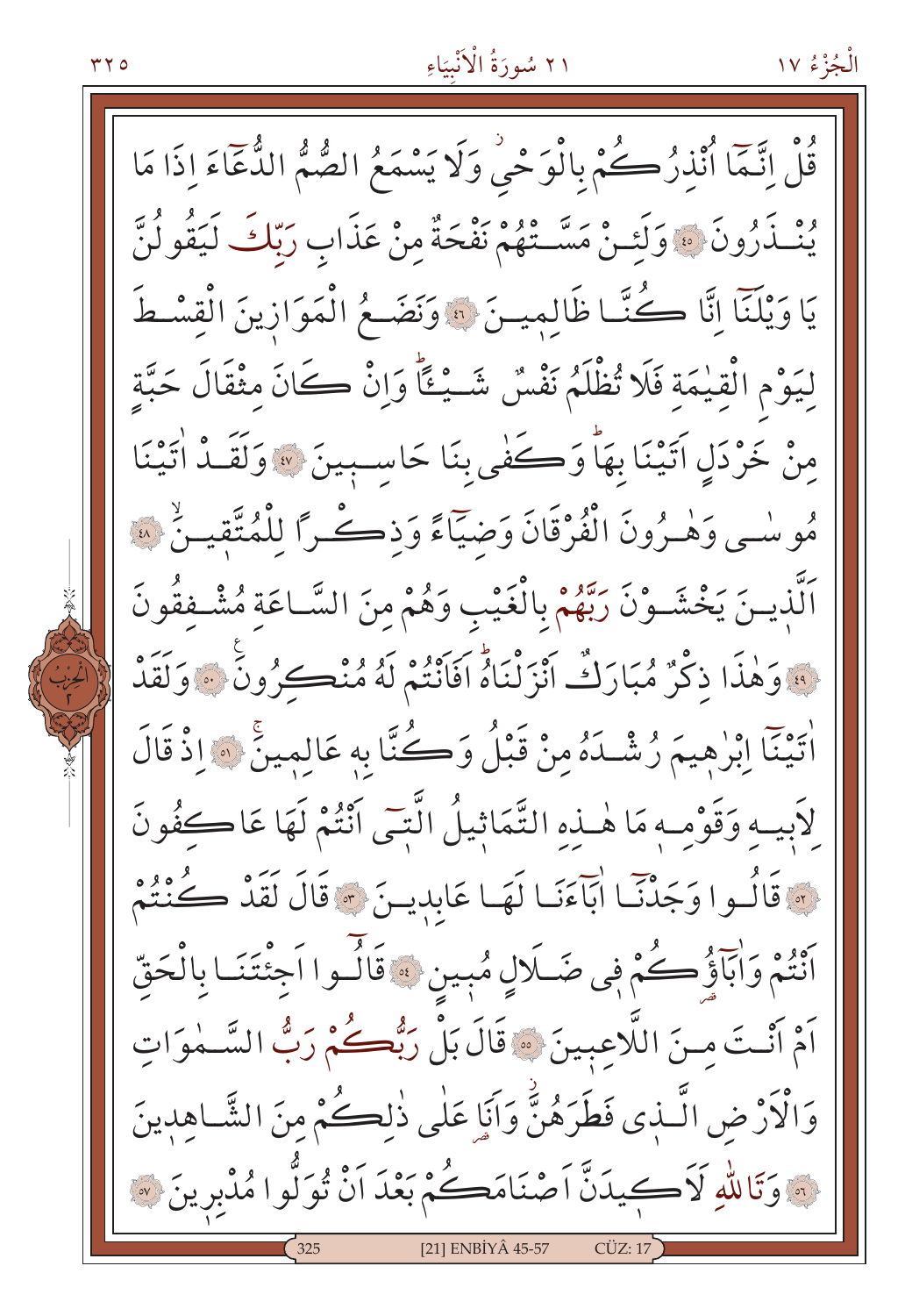قُلْ اِنَّمَٓا اُنْذِرُكُمْ بِالْوَحْيِۘ وَلَا يَسْمَعُ الصُّمُّ الدُّعَٓاءَ اِذَا مَا يُنْذَرُونَ ﴿٤٥﴾ وَلَئِنْ مَسَّتْهُمْ نَفْحَةٌ مِنْ عَذَابِ رَبِّكَ لَيَقُولُنَّ يَا وَيْلَنَٓا اِنَّا كُنَّا ظَالِمِينَ ﴿٤٦﴾ وَنَضَعُ الْمَوَازِينَ الْقِسْطَ لِيَوْمِ الْقِيٰمَةِ فَلَا تُظْلَمُ نَفْسٌ شَيْـًٔاۜ وَاِنْ كَانَ مِثْقَالَ حَبَّةٍ مِنْ خَرْدَلٍ اَتَيْنَا بِهَاۜ وَكَفٰى بِنَا حَاسِبِينَ ﴿٤٧﴾ وَلَقَدْ اٰتَيْنَا مُوسٰى وَهٰرُونَ الْفُرْقَانَ وَضِيَٓاءً وَذِكْرًا لِلْمُتَّقِينَۙ ﴿٤٨﴾ اَلَّذِينَ يَخْشَوْنَ رَبَّهُمْ بِالْغَيْبِ وَهُمْ مِنَ السَّاعَةِ مُشْفِقُونَ ﴿٤٩﴾ وَهٰذَا ذِكْرٌ مُبَارَكٌ اَنْزَلْنَاهُۜ اَفَاَنْتُمْ لَهُ مُنْكِرُونَ۟ ﴿٥٠﴾ وَلَقَدْ اٰتَيْنَٓا اِبْرٰهِيمَ رُشْدَهُ مِنْ قَبْلُ وَكُنَّا بِه۪ عَالِمِينَۚ ﴿٥١﴾ اِذْ قَالَ لِاَبِيهِ وَقَوْمِه۪ مَا هٰذِهِ التَّمَاثِيلُ الَّت۪ٓي اَنْتُمْ لَهَا عَاكِفُونَ ﴿٥٢﴾ قَالُوا وَجَدْنَٓا اٰبَٓاءَنَا لَهَا عَابِدِينَ ﴿٥٣﴾ قَالَ لَقَدْ كُنْتُمْ اَنْتُمْ وَاٰبَٓاؤُ۬كُمْ ف۪ي ضَلَالٍ مُب۪ينٍ ﴿٥٤﴾ قَالُٓوا اَجِئْتَنَا بِالْحَقِّ اَمْ اَنْتَ مِنَ اللَّاعِب۪ينَ ﴿٥٥﴾ قَالَ بَلْ رَبُّكُمْ رَبُّ السَّمٰوَاتِ وَالْاَرْضِ الَّذ۪ي فَطَرَهُنَّۘ وَاَنَا عَلٰى ذٰلِكُمْ مِنَ الشَّاهِد۪ينَ ﴿٥٦﴾ وَتَاللّٰهِ لَاَك۪يدَنَّ اَصْنَامَكُمْ بَعْدَ اَنْ تُوَلُّوا مُدْبِر۪ينَ ﴿٥٧﴾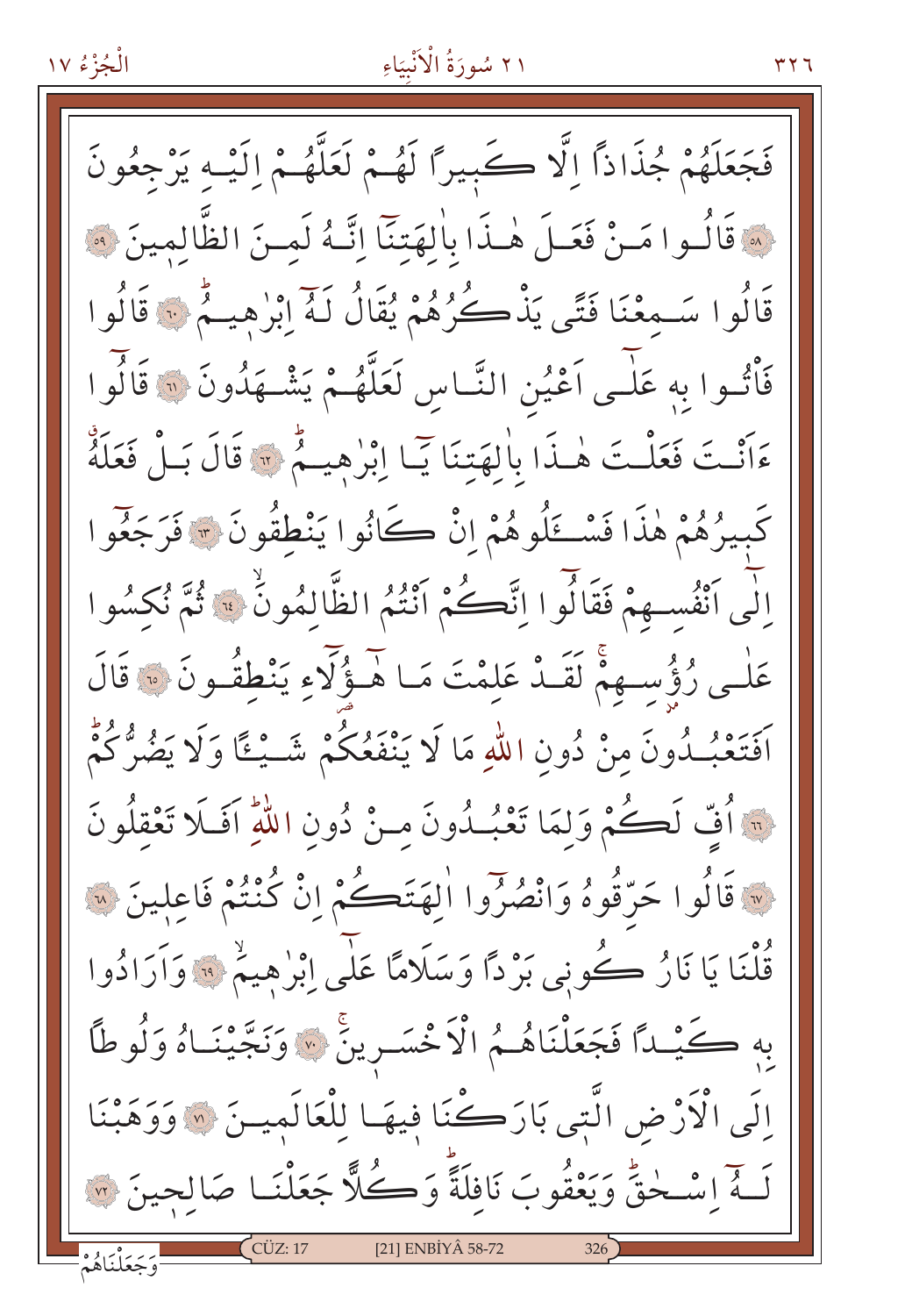فَجَعَلَهُمْ جُذَاذاً اِلَّا كَبِيراً لَهُمْ لَعَلَّهُمْ اِلَيْهِ يَرْجِعُونَ ﴿٥٨﴾ قَالُوا مَنْ فَعَلَ هٰذَا بِاٰلِهَتِنَٓا اِنَّهُ لَمِنَ الظَّالِمِينَ ﴿٥٩﴾ قَالُوا سَمِعْنَا فَتًى يَذْكُرُهُمْ يُقَالُ لَهُٓ اِبْرٰهِيمُۜ ﴿٦٠﴾ قَالُوا فَأْتُوا بِهٖ عَلٰٓى اَعْيُنِ النَّاسِ لَعَلَّهُمْ يَشْهَدُونَ ﴿٦١﴾ قَالُٓوا ءَاَنْتَ فَعَلْتَ هٰذَا بِاٰلِهَتِنَا يَٓا اِبْرٰهِيمُۜ ﴿٦٢﴾ قَالَ بَلْ فَعَلَهُۗ كَبِيرُهُمْ هٰذَا فَسْـَٔلُوهُمْ اِنْ كَانُوا يَنْطِقُونَ ﴿٦٣﴾ فَرَجَعُٓوا اِلٰٓى اَنْفُسِهِمْ فَقَالُٓوا اِنَّكُمْ اَنْتُمُ الظَّالِمُونَۙ ﴿٦٤﴾ ثُمَّ نُكِسُوا عَلٰى رُؤُسِهِمْۚ لَقَدْ عَلِمْتَ مَا هٰٓؤُلَٓاءِ يَنْطِقُونَ ﴿٦٥﴾ قَالَ اَفَتَعْبُدُونَ مِنْ دُونِ اللّٰهِ مَا لَا يَنْفَعُكُمْ شَيْـًٔا وَلَا يَضُرُّكُمْۜ ﴿٦٦﴾ اُفٍّ لَكُمْ وَلِمَا تَعْبُدُونَ مِنْ دُونِ اللّٰهِۜ اَفَلَا تَعْقِلُونَ ﴿٦٧﴾ قَالُوا حَرِّقُوهُ وَانْصُرُٓوا اٰلِهَتَكُمْ اِنْ كُنْتُمْ فَاعِلِينَ ﴿٦٨﴾ قُلْنَا يَا نَارُ كُونِى بَرْداً وَسَلَاماً عَلٰٓى اِبْرٰهِيمَۙ ﴿٦٩﴾ وَاَرَادُوا بِهٖ كَيْداً فَجَعَلْنَاهُمُ الْاَخْسَرِينَۚ ﴿٧٠﴾ وَنَجَّيْنَاهُ وَلُوطاً اِلَى الْاَرْضِ الَّتِى بَارَكْنَا فِيهَا لِلْعَالَمِينَ ﴿٧١﴾ وَوَهَبْنَا لَهُٓ اِسْحٰقَۜ وَيَعْقُوبَ نَافِلَةًۜ وَكُلًّا جَعَلْنَا صَالِحِينَ ﴿٧٢﴾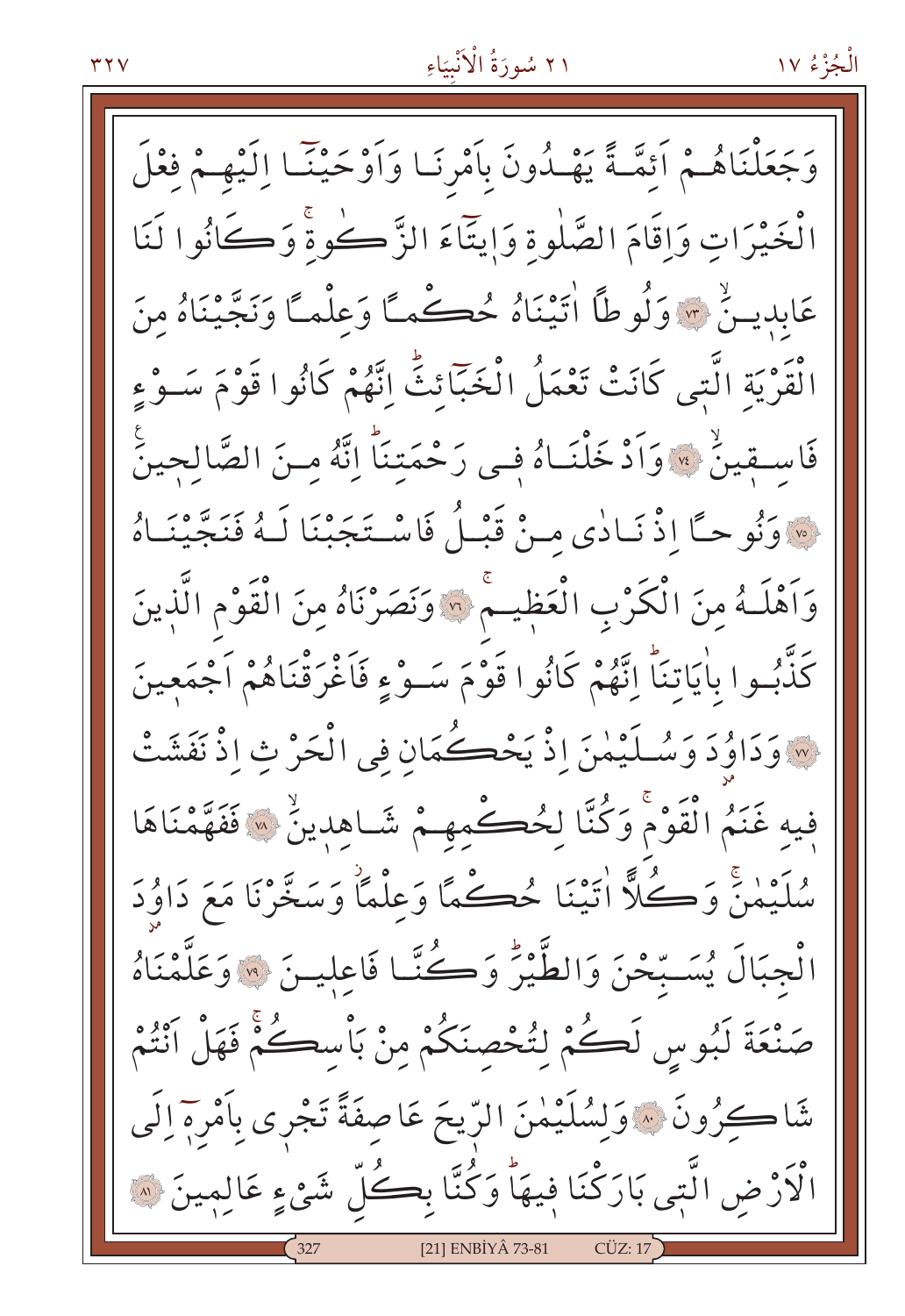وَجَعَلْنَاهُمْ اَئِمَّةً يَهْدُونَ بِاَمْرِنَا وَاَوْحَيْنَٓا اِلَيْهِمْ فِعْلَ الْخَيْرَاتِ وَاِقَامَ الصَّلٰوةِ وَاِيتَٓاءَ الزَّكٰوةِۚ وَكَانُوا لَنَا عَابِدٖينَۙ ﴿٧٣﴾ وَلُوطًا اٰتَيْنَاهُ حُكْمًا وَعِلْمًا وَنَجَّيْنَاهُ مِنَ الْقَرْيَةِ الَّتٖى كَانَتْ تَعْمَلُ الْخَبَٓائِثَۜ اِنَّهُمْ كَانُوا قَوْمَ سَوْءٍ فَاسِقٖينَۙ ﴿٧٤﴾ وَاَدْخَلْنَاهُ فٖى رَحْمَتِنَاۜ اِنَّهُ مِنَ الصَّالِحٖينَ ﴿٧٥﴾ وَنُوحًا اِذْ نَادٰى مِنْ قَبْلُ فَاسْتَجَبْنَا لَهُ فَنَجَّيْنَاهُ وَاَهْلَهُ مِنَ الْكَرْبِ الْعَظٖيمِۚ ﴿٧٦﴾ وَنَصَرْنَاهُ مِنَ الْقَوْمِ الَّذٖينَ كَذَّبُوا بِاٰيَاتِنَاۜ اِنَّهُمْ كَانُوا قَوْمَ سَوْءٍ فَاَغْرَقْنَاهُمْ اَجْمَعٖينَ ﴿٧٧﴾ وَدَاوُ۫دَ وَسُلَيْمٰنَ اِذْ يَحْكُمَانِ فِى الْحَرْثِ اِذْ نَفَشَتْ فٖيهِ غَنَمُ الْقَوْمِۚ وَكُنَّا لِحُكْمِهِمْ شَاهِدٖينَۙ ﴿٧٨﴾ فَفَهَّمْنَاهَا سُلَيْمٰنَۚ وَكُلًّا اٰتَيْنَا حُكْمًا وَعِلْمًاۘ وَسَخَّرْنَا مَعَ دَاوُ۫دَ الْجِبَالَ يُسَبِّحْنَ وَالطَّيْرَۜ وَكُنَّا فَاعِلٖينَ ﴿٧٩﴾ وَعَلَّمْنَاهُ صَنْعَةَ لَبُوسٍ لَكُمْ لِتُحْصِنَكُمْ مِنْ بَاْسِكُمْۚ فَهَلْ اَنْتُمْ شَاكِرُونَ ﴿٨٠﴾ وَلِسُلَيْمٰنَ الرّٖيحَ عَاصِفَةً تَجْرٖى بِاَمْرِهٖٓ اِلَى الْاَرْضِ الَّتٖى بَارَكْنَا فٖيهَاۜ وَكُنَّا بِكُلِّ شَىْءٍ عَالِمٖينَ ﴿٨١﴾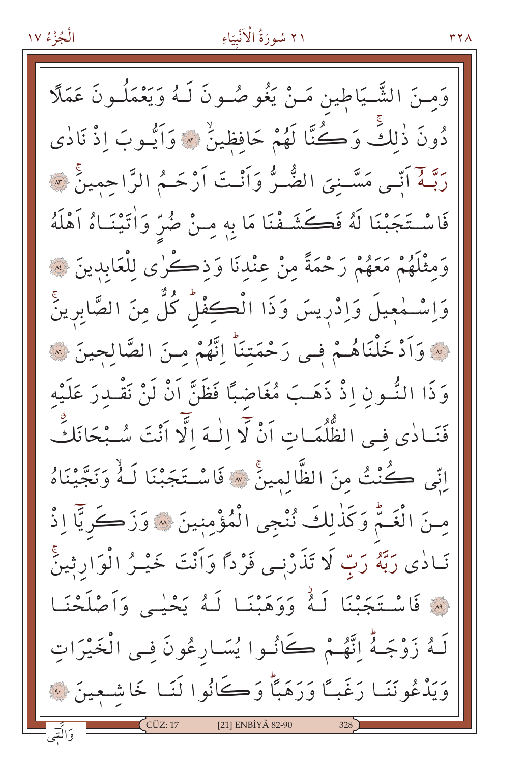وَمِنَ الشَّيَاطِينِ مَنْ يَغُوصُونَ لَهُ وَيَعْمَلُونَ عَمَلًا

دُونَ ذٰلِكَۚ وَكُنَّا لَهُمْ حَافِظِينَۙ ﴿٨٢﴾ وَاَيُّوبَ اِذْ نَادٰى

رَبَّهُٓ اَنّ۪ي مَسَّنِيَ الضُّرُّ وَاَنْتَ اَرْحَمُ الرَّاحِمِينَۚ ﴿٨٣﴾

فَاسْتَجَبْنَا لَهُ فَكَشَفْنَا مَا بِه۪ مِنْ ضُرٍّ وَاٰتَيْنَاهُ اَهْلَهُ

وَمِثْلَهُمْ مَعَهُمْ رَحْمَةً مِنْ عِنْدِنَا وَذِكْرٰى لِلْعَابِد۪ينَ ﴿٨٤﴾

وَاِسْمٰع۪يلَ وَاِدْر۪يسَ وَذَا الْكِفْلِۜ كُلٌّ مِنَ الصَّابِر۪ينَۚ

﴿٨٥﴾ وَاَدْخَلْنَاهُمْ ف۪ي رَحْمَتِنَاۜ اِنَّهُمْ مِنَ الصَّالِح۪ينَ ﴿٨٦﴾

وَذَا النُّونِ اِذْ ذَهَبَ مُغَاضِبًا فَظَنَّ اَنْ لَنْ نَقْدِرَ عَلَيْهِ

فَنَادٰى فِي الظُّلُمَاتِ اَنْ لَٓا اِلٰهَ اِلَّٓا اَنْتَ سُبْحَانَكَۗ

اِنّ۪ي كُنْتُ مِنَ الظَّالِم۪ينَۚ ﴿٨٧﴾ فَاسْتَجَبْنَا لَهُۙ وَنَجَّيْنَاهُ

مِنَ الْغَمِّۜ وَكَذٰلِكَ نُنْجِي الْمُؤْمِن۪ينَ ﴿٨٨﴾ وَزَكَرِيَّٓا اِذْ

نَادٰى رَبَّهُ رَبِّ لَا تَذَرْن۪ي فَرْدًا وَاَنْتَ خَيْرُ الْوَارِث۪ينَۚ

﴿٨٩﴾ فَاسْتَجَبْنَا لَهُۙ وَوَهَبْنَا لَهُ يَحْيٰى وَاَصْلَحْنَا

لَهُ زَوْجَهُۜ اِنَّهُمْ كَانُوا يُسَارِعُونَ فِي الْخَيْرَاتِ

وَيَدْعُونَنَا رَغَبًا وَرَهَبًاۜ وَكَانُوا لَنَا خَاشِع۪ينَ ﴿٩٠﴾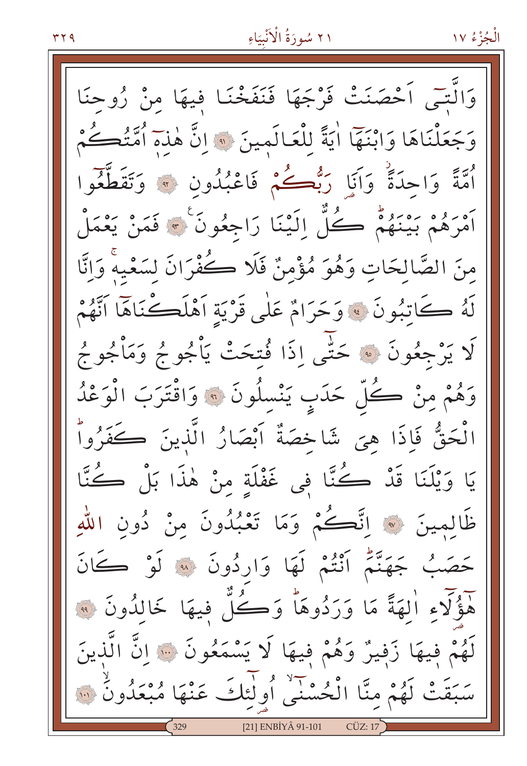وَالَّت۪ٓي اَحْصَنَتْ فَرْجَهَا فَنَفَخْنَا ف۪يهَا مِنْ رُوحِنَا وَجَعَلْنَاهَا وَابْنَهَٓا اٰيَةً لِلْعَالَم۪ينَ ﴿٩١﴾ اِنَّ هٰذِه۪ٓ اُمَّتُكُمْ اُمَّةً وَاحِدَةًۘ وَاَنَا۬ رَبُّكُمْ فَاعْبُدُونِ ﴿٩٢﴾ وَتَقَطَّعُٓوا اَمْرَهُمْ بَيْنَهُمْۜ كُلٌّ اِلَيْنَا رَاجِعُونَ۟ ﴿٩٣﴾ فَمَنْ يَعْمَلْ مِنَ الصَّالِحَاتِ وَهُوَ مُؤْمِنٌ فَلَا كُفْرَانَ لِسَعْيِه۪ۚ وَاِنَّا لَهُ كَاتِبُونَ ﴿٩٤﴾ وَحَرَامٌ عَلٰى قَرْيَةٍ اَهْلَكْنَاهَٓا اَنَّهُمْ لَا يَرْجِعُونَ ﴿٩٥﴾ حَتّٰٓى اِذَا فُتِحَتْ يَأْجُوجُ وَمَأْجُوجُ وَهُمْ مِنْ كُلِّ حَدَبٍ يَنْسِلُونَ ﴿٩٦﴾ وَاقْتَرَبَ الْوَعْدُ الْحَقُّ فَاِذَا هِيَ شَاخِصَةٌ اَبْصَارُ الَّذ۪ينَ كَفَرُواۜ يَا وَيْلَنَا قَدْ كُنَّا ف۪ي غَفْلَةٍ مِنْ هٰذَا بَلْ كُنَّا ظَالِم۪ينَ ﴿٩٧﴾ اِنَّكُمْ وَمَا تَعْبُدُونَ مِنْ دُونِ اللّٰهِ حَصَبُ جَهَنَّمَۜ اَنْتُمْ لَهَا وَارِدُونَ ﴿٩٨﴾ لَوْ كَانَ هٰٓؤُ۬لَٓاءِ اٰلِهَةً مَا وَرَدُوهَاۜ وَكُلٌّ ف۪يهَا خَالِدُونَ ﴿٩٩﴾ لَهُمْ ف۪يهَا زَف۪يرٌ وَهُمْ ف۪يهَا لَا يَسْمَعُونَ ﴿١٠٠﴾ اِنَّ الَّذ۪ينَ سَبَقَتْ لَهُمْ مِنَّا الْحُسْنٰٓىۙ اُو۬لٰٓئِكَ عَنْهَا مُبْعَدُونَۙ ﴿١٠١﴾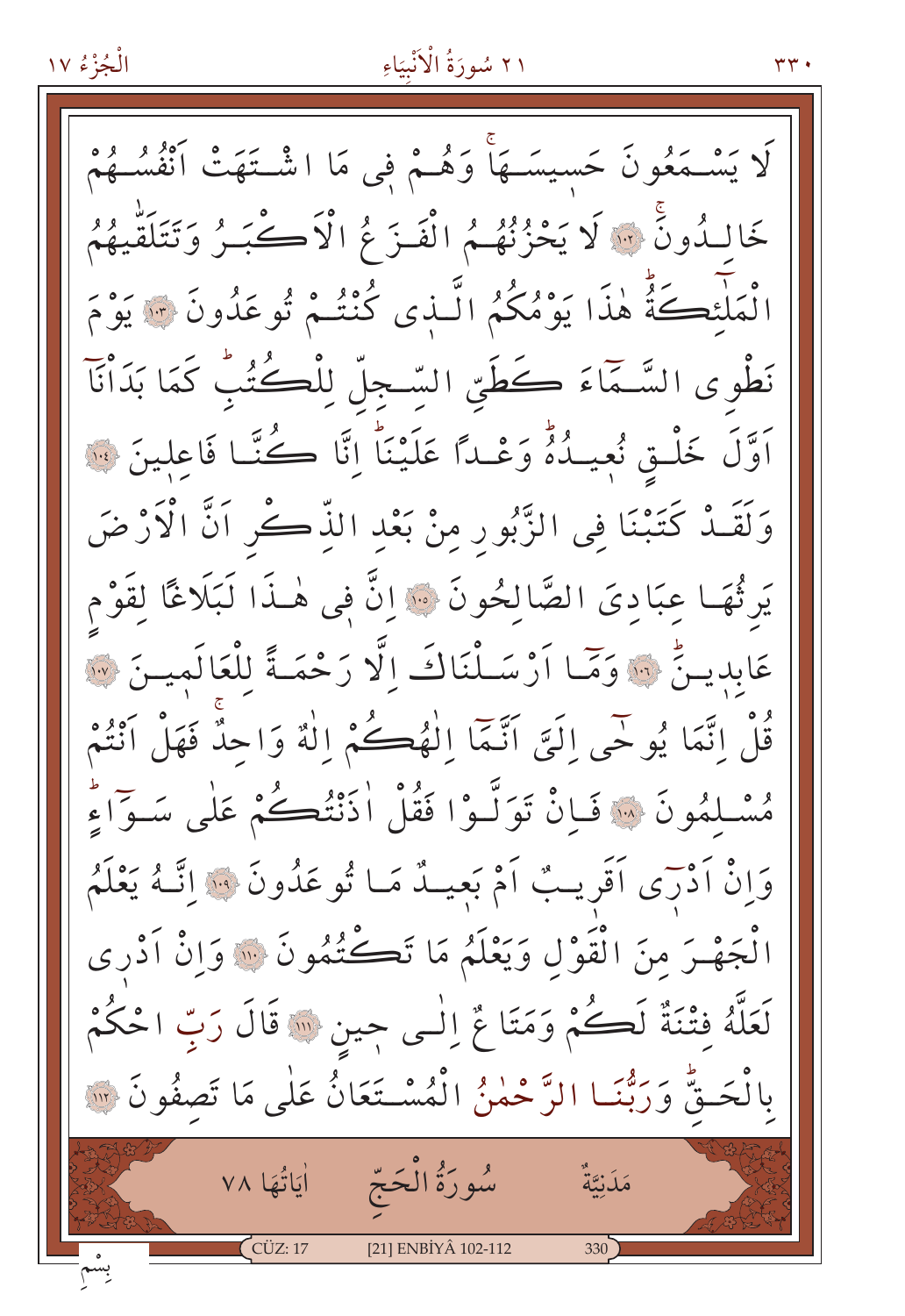لَا يَسْمَعُونَ حَسِيسَهَاۚ وَهُمْ فٖى مَا اشْتَهَتْ اَنْفُسُهُمْ خَالِدُونَۚ ﴿١٠٢﴾ لَا يَحْزُنُهُمُ الْفَزَعُ الْاَكْبَرُ وَتَتَلَقّٰيهُمُ الْمَلٰٓئِكَةُۜ هٰذَا يَوْمُكُمُ الَّذٖى كُنْتُمْ تُوعَدُونَ ﴿١٠٣﴾ يَوْمَ نَطْوِى السَّمَٓاءَ كَطَىِّ السِّجِلِّ لِلْكُتُبِۜ كَمَا بَدَاْنَٓا اَوَّلَ خَلْقٍ نُعٖيدُهُۜ وَعْدًا عَلَيْنَاۜ اِنَّا كُنَّا فَاعِلٖينَ ﴿١٠٤﴾ وَلَقَدْ كَتَبْنَا فِى الزَّبُورِ مِنْ بَعْدِ الذِّكْرِ اَنَّ الْاَرْضَ يَرِثُهَا عِبَادِىَ الصَّالِحُونَ ﴿١٠٥﴾ اِنَّ فٖى هٰذَا لَبَلَاغًا لِقَوْمٍ عَابِدٖينَۜ ﴿١٠٦﴾ وَمَٓا اَرْسَلْنَاكَ اِلَّا رَحْمَةً لِلْعَالَمٖينَ ﴿١٠٧﴾ قُلْ اِنَّمَا يُوحٰٓى اِلَىَّ اَنَّمَٓا اِلٰهُكُمْ اِلٰهٌ وَاحِدٌۚ فَهَلْ اَنْتُمْ مُسْلِمُونَ ﴿١٠٨﴾ فَاِنْ تَوَلَّوْا فَقُلْ اٰذَنْتُكُمْ عَلٰى سَوَٓاءٍۜ وَاِنْ اَدْرٖٓى اَقَرٖيبٌ اَمْ بَعٖيدٌ مَا تُوعَدُونَ ﴿١٠٩﴾ اِنَّهُ يَعْلَمُ الْجَهْرَ مِنَ الْقَوْلِ وَيَعْلَمُ مَا تَكْتُمُونَ ﴿١١٠﴾ وَاِنْ اَدْرٖى لَعَلَّهُ فِتْنَةٌ لَكُمْ وَمَتَاعٌ اِلٰى حٖينٍ ﴿١١١﴾ قَالَ رَبِّ احْكُمْ بِالْحَقِّۜ وَرَبُّنَا الرَّحْمٰنُ الْمُسْتَعَانُ عَلٰى مَا تَصِفُونَ ﴿١١٢﴾

مَدَنِيَّةٌ — سُورَةُ الْحَجِّ — اٰيَاتُهَا ٧٨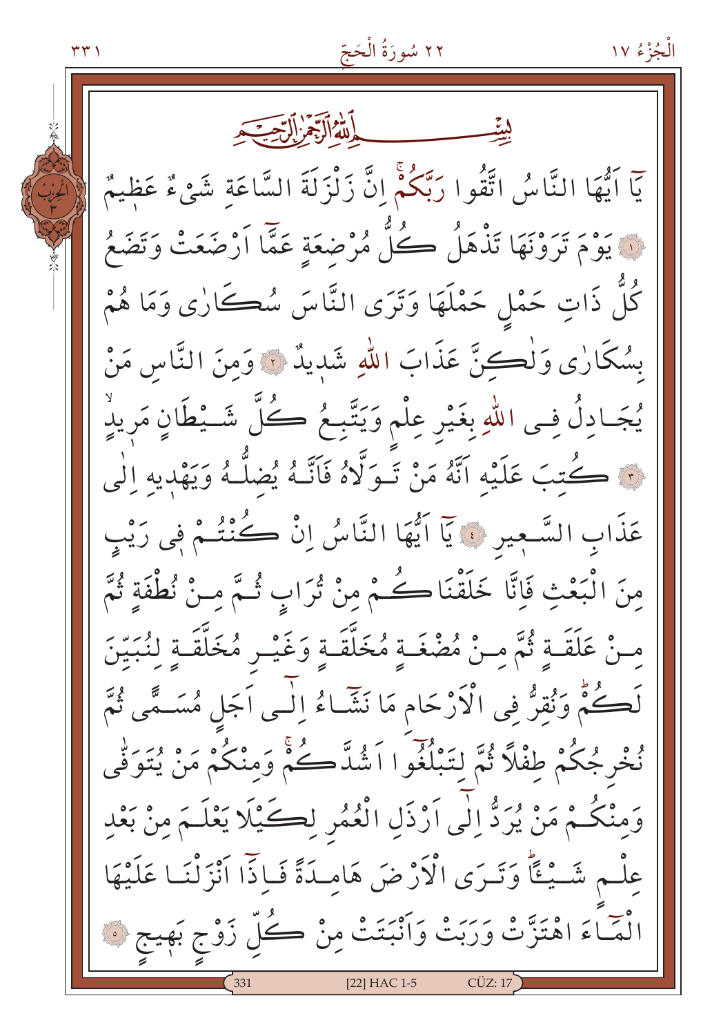بِسْمِ اللّٰهِ الرَّحْمٰنِ الرَّح۪يمِ

يَٓا اَيُّهَا النَّاسُ اتَّقُوا رَبَّكُمْۚ اِنَّ زَلْزَلَةَ السَّاعَةِ شَيْءٌ عَظ۪يمٌ ﴿١﴾ يَوْمَ تَرَوْنَهَا تَذْهَلُ كُلُّ مُرْضِعَةٍ عَمَّٓا اَرْضَعَتْ وَتَضَعُ كُلُّ ذَاتِ حَمْلٍ حَمْلَهَا وَتَرَى النَّاسَ سُكَارٰى وَمَا هُمْ بِسُكَارٰى وَلٰكِنَّ عَذَابَ اللّٰهِ شَد۪يدٌ ﴿٢﴾ وَمِنَ النَّاسِ مَنْ يُجَادِلُ فِي اللّٰهِ بِغَيْرِ عِلْمٍ وَيَتَّبِعُ كُلَّ شَيْطَانٍ مَر۪يدٍۙ ﴿٣﴾ كُتِبَ عَلَيْهِ اَنَّهُ مَنْ تَوَلَّاهُ فَاَنَّهُ يُضِلُّهُ وَيَهْد۪يهِ اِلٰى عَذَابِ السَّع۪يرِ ﴿٤﴾ يَٓا اَيُّهَا النَّاسُ اِنْ كُنْتُمْ ف۪ي رَيْبٍ مِنَ الْبَعْثِ فَاِنَّا خَلَقْنَاكُمْ مِنْ تُرَابٍ ثُمَّ مِنْ نُطْفَةٍ ثُمَّ مِنْ عَلَقَةٍ ثُمَّ مِنْ مُضْغَةٍ مُخَلَّقَةٍ وَغَيْرِ مُخَلَّقَةٍ لِنُبَيِّنَ لَكُمْۜ وَنُقِرُّ فِي الْاَرْحَامِ مَا نَشَٓاءُ اِلٰٓى اَجَلٍ مُسَمًّى ثُمَّ نُخْرِجُكُمْ طِفْلاً ثُمَّ لِتَبْلُغُٓوا اَشُدَّكُمْۚ وَمِنْكُمْ مَنْ يُتَوَفّٰى وَمِنْكُمْ مَنْ يُرَدُّ اِلٰٓى اَرْذَلِ الْعُمُرِ لِكَيْلَا يَعْلَمَ مِنْ بَعْدِ عِلْمٍ شَيْـٔاًۜ وَتَرَى الْاَرْضَ هَامِدَةً فَاِذَٓا اَنْزَلْنَا عَلَيْهَا الْمَٓاءَ اهْتَزَّتْ وَرَبَتْ وَاَنْبَتَتْ مِنْ كُلِّ زَوْجٍ بَه۪يجٍ ﴿٥﴾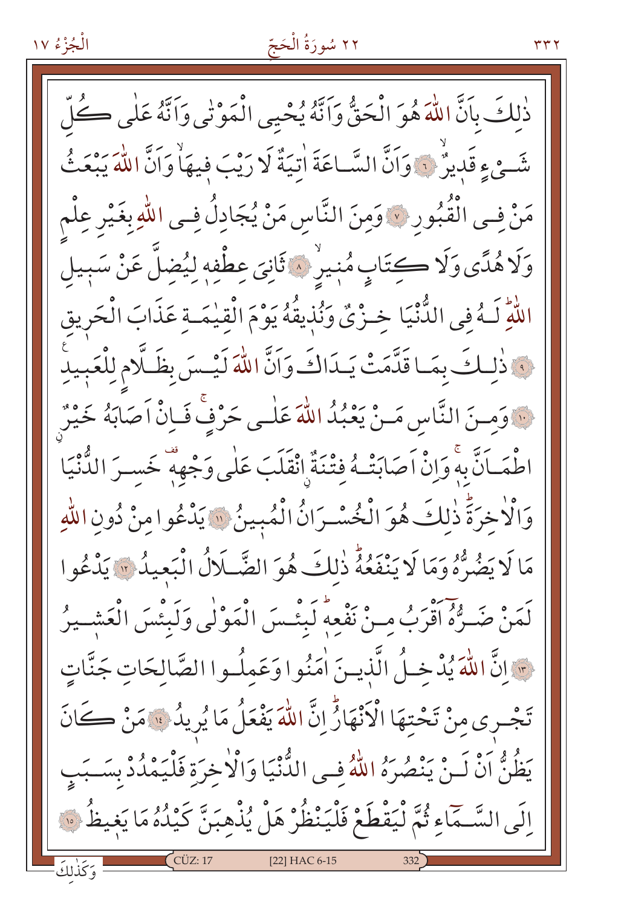ذٰلِكَ بِاَنَّ اللّٰهَ هُوَ الْحَقُّ وَاَنَّهُ يُحْيِ الْمَوْتٰى وَاَنَّهُ عَلٰى كُلِّ شَيْءٍ قَد۪يرٌۙ ﴿٦﴾ وَاَنَّ السَّاعَةَ اٰتِيَةٌ لَا رَيْبَ ف۪يهَاۙ وَاَنَّ اللّٰهَ يَبْعَثُ مَنْ فِي الْقُبُورِ ﴿٧﴾ وَمِنَ النَّاسِ مَنْ يُجَادِلُ فِي اللّٰهِ بِغَيْرِ عِلْمٍ وَلَا هُدًى وَلَا كِتَابٍ مُن۪يرٍۙ ﴿٨﴾ ثَانِيَ عِطْفِه۪ لِيُضِلَّ عَنْ سَب۪يلِ اللّٰهِۜ لَهُ فِي الدُّنْيَا خِزْيٌ وَنُذ۪يقُهُ يَوْمَ الْقِيٰمَةِ عَذَابَ الْحَر۪يقِ ﴿٩﴾ ذٰلِكَ بِمَا قَدَّمَتْ يَدَاكَ وَاَنَّ اللّٰهَ لَيْسَ بِظَلَّامٍ لِلْعَب۪يدِ۟ ﴿١٠﴾ وَمِنَ النَّاسِ مَنْ يَعْبُدُ اللّٰهَ عَلٰى حَرْفٍۚ فَاِنْ اَصَابَهُ خَيْرٌۨ اطْمَاَنَّ بِه۪ۚ وَاِنْ اَصَابَتْهُ فِتْنَةٌۨ انْقَلَبَ عَلٰى وَجْهِه۪ۚ خَسِرَ الدُّنْيَا وَالْاٰخِرَةَۜ ذٰلِكَ هُوَ الْخُسْرَانُ الْمُب۪ينُ ﴿١١﴾ يَدْعُوا مِنْ دُونِ اللّٰهِ مَا لَا يَضُرُّهُ وَمَا لَا يَنْفَعُهُۜ ذٰلِكَ هُوَ الضَّلَالُ الْبَع۪يدُ ﴿١٢﴾ يَدْعُوا لَمَنْ ضَرُّهُٓ اَقْرَبُ مِنْ نَفْعِه۪ۜ لَبِئْسَ الْمَوْلٰى وَلَبِئْسَ الْعَش۪يرُ ﴿١٣﴾ اِنَّ اللّٰهَ يُدْخِلُ الَّذ۪ينَ اٰمَنُوا وَعَمِلُوا الصَّالِحَاتِ جَنَّاتٍ تَجْر۪ي مِنْ تَحْتِهَا الْاَنْهَارُۜ اِنَّ اللّٰهَ يَفْعَلُ مَا يُر۪يدُ ﴿١٤﴾ مَنْ كَانَ يَظُنُّ اَنْ لَنْ يَنْصُرَهُ اللّٰهُ فِي الدُّنْيَا وَالْاٰخِرَةِ فَلْيَمْدُدْ بِسَبَبٍ اِلَى السَّمَٓاءِ ثُمَّ لْيَقْطَعْ فَلْيَنْظُرْ هَلْ يُذْهِبَنَّ كَيْدُهُ مَا يَغ۪يظُ ﴿١٥﴾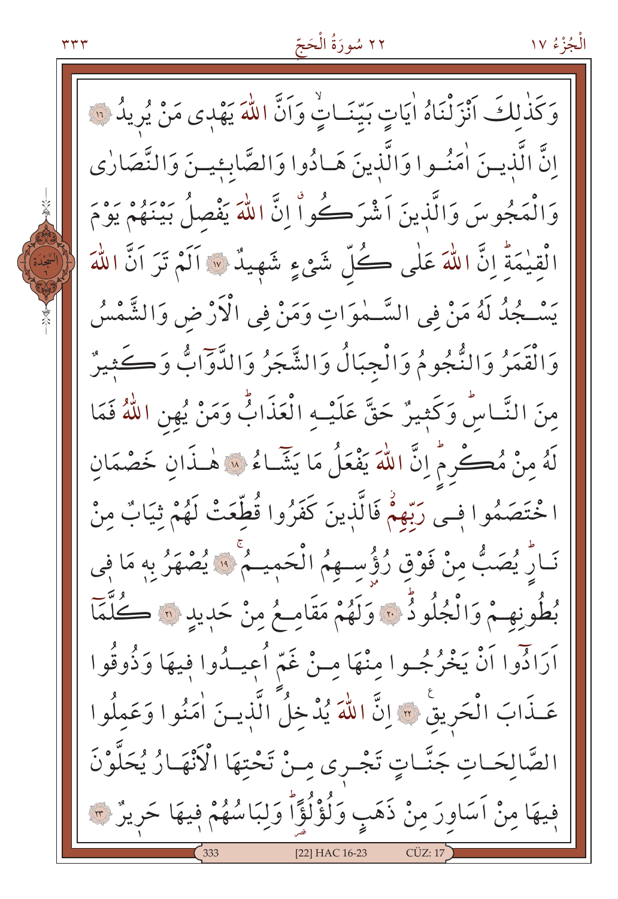وَكَذٰلِكَ اَنْزَلْنَاهُ اٰيَاتٍ بَيِّنَاتٍۙ وَاَنَّ اللّٰهَ يَهْدٖي مَنْ يُرٖيدُ ﴿١٦﴾

اِنَّ الَّذٖينَ اٰمَنُوا وَالَّذٖينَ هَادُوا وَالصَّابِـٖٔينَ وَالنَّصَارٰى وَالْمَجُوسَ وَالَّذٖينَ اَشْرَكُواۗ اِنَّ اللّٰهَ يَفْصِلُ بَيْنَهُمْ يَوْمَ الْقِيٰمَةِۜ اِنَّ اللّٰهَ عَلٰى كُلِّ شَيْءٍ شَهٖيدٌ ﴿١٧﴾

اَلَمْ تَرَ اَنَّ اللّٰهَ يَسْجُدُ لَهُ مَنْ فِي السَّمٰوَاتِ وَمَنْ فِي الْاَرْضِ وَالشَّمْسُ وَالْقَمَرُ وَالنُّجُومُ وَالْجِبَالُ وَالشَّجَرُ وَالدَّوَٓابُّ وَكَثٖيرٌ مِنَ النَّاسِۜ وَكَثٖيرٌ حَقَّ عَلَيْهِ الْعَذَابُۜ وَمَنْ يُهِنِ اللّٰهُ فَمَا لَهُ مِنْ مُكْرِمٍۜ اِنَّ اللّٰهَ يَفْعَلُ مَا يَشَٓاءُ ﴿١٨﴾

هٰذَانِ خَصْمَانِ اخْتَصَمُوا فٖي رَبِّهِمْۘ فَالَّذٖينَ كَفَرُوا قُطِّعَتْ لَهُمْ ثِيَابٌ مِنْ نَارٍۜ يُصَبُّ مِنْ فَوْقِ رُؤُ۫سِهِمُ الْحَمٖيمُۚ ﴿١٩﴾

يُصْهَرُ بِهٖ مَا فٖي بُطُونِهِمْ وَالْجُلُودُۜ ﴿٢٠﴾

وَلَهُمْ مَقَامِعُ مِنْ حَدٖيدٍ ﴿٢١﴾

كُلَّمَٓا اَرَادُٓوا اَنْ يَخْرُجُوا مِنْهَا مِنْ غَمٍّ اُعٖيدُوا فٖيهَا وَذُوقُوا عَذَابَ الْحَرٖيقِ۟ ﴿٢٢﴾

اِنَّ اللّٰهَ يُدْخِلُ الَّذٖينَ اٰمَنُوا وَعَمِلُوا الصَّالِحَاتِ جَنَّاتٍ تَجْرٖي مِنْ تَحْتِهَا الْاَنْهَارُ يُحَلَّوْنَ فٖيهَا مِنْ اَسَاوِرَ مِنْ ذَهَبٍ وَلُؤْلُؤًاۜ وَلِبَاسُهُمْ فٖيهَا حَرٖيرٌ ﴿٢٣﴾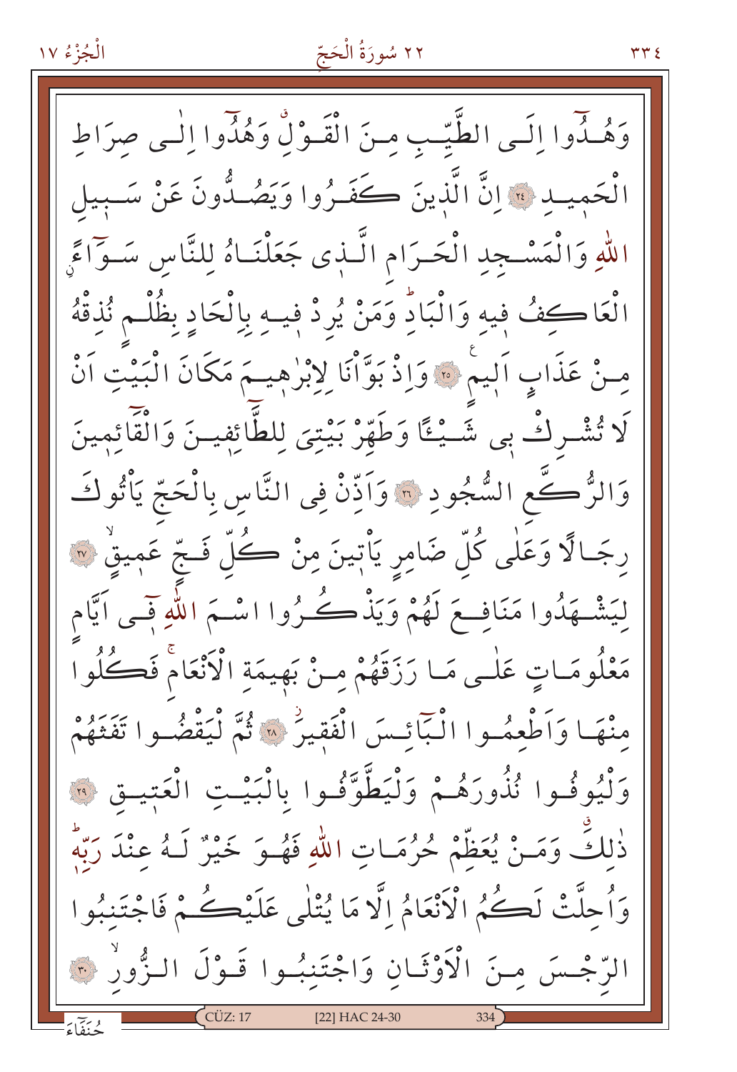وَهُدُٓوا اِلَى الطَّيِّبِ مِنَ الْقَوْلِۚ وَهُدُٓوا اِلٰى صِرَاطِ الْحَم۪يدِ ﴿٢٤﴾ اِنَّ الَّذ۪ينَ كَفَرُوا وَيَصُدُّونَ عَنْ سَب۪يلِ اللّٰهِ وَالْمَسْجِدِ الْحَرَامِ الَّذ۪ي جَعَلْنَاهُ لِلنَّاسِ سَوَٓاءًۨ الْعَاكِفُ ف۪يهِ وَالْبَادِۜ وَمَنْ يُرِدْ ف۪يهِ بِاِلْحَادٍ بِظُلْمٍ نُذِقْهُ مِنْ عَذَابٍ اَل۪يمٍ ﴿٢٥﴾ وَاِذْ بَوَّاْنَا لِاِبْرٰه۪يمَ مَكَانَ الْبَيْتِ اَنْ لَا تُشْرِكْ ب۪ي شَيْـًٔا وَطَهِّرْ بَيْتِيَ لِلطَّٓائِف۪ينَ وَالْقَٓائِم۪ينَ وَالرُّكَّعِ السُّجُودِ ﴿٢٦﴾ وَاَذِّنْ فِي النَّاسِ بِالْحَجِّ يَأْتُوكَ رِجَالًا وَعَلٰى كُلِّ ضَامِرٍ يَأْت۪ينَ مِنْ كُلِّ فَجٍّ عَم۪يقٍۙ ﴿٢٧﴾ لِيَشْهَدُوا مَنَافِعَ لَهُمْ وَيَذْكُرُوا اسْمَ اللّٰهِ ف۪ٓي اَيَّامٍ مَعْلُومَاتٍ عَلٰى مَا رَزَقَهُمْ مِنْ بَه۪يمَةِ الْاَنْعَامِۚ فَكُلُوا مِنْهَا وَاَطْعِمُوا الْبَٓائِسَ الْفَق۪يرَۘ ﴿٢٨﴾ ثُمَّ لْيَقْضُوا تَفَثَهُمْ وَلْيُوفُوا نُذُورَهُمْ وَلْيَطَّوَّفُوا بِالْبَيْتِ الْعَت۪يقِ ﴿٢٩﴾ ذٰلِكَۗ وَمَنْ يُعَظِّمْ حُرُمَاتِ اللّٰهِ فَهُوَ خَيْرٌ لَهُ عِنْدَ رَبِّه۪ۜ وَاُحِلَّتْ لَكُمُ الْاَنْعَامُ اِلَّا مَا يُتْلٰى عَلَيْكُمْ فَاجْتَنِبُوا الرِّجْسَ مِنَ الْاَوْثَانِ وَاجْتَنِبُوا قَوْلَ الزُّورِۙ ﴿٣٠﴾

حُنَفَٓاءَ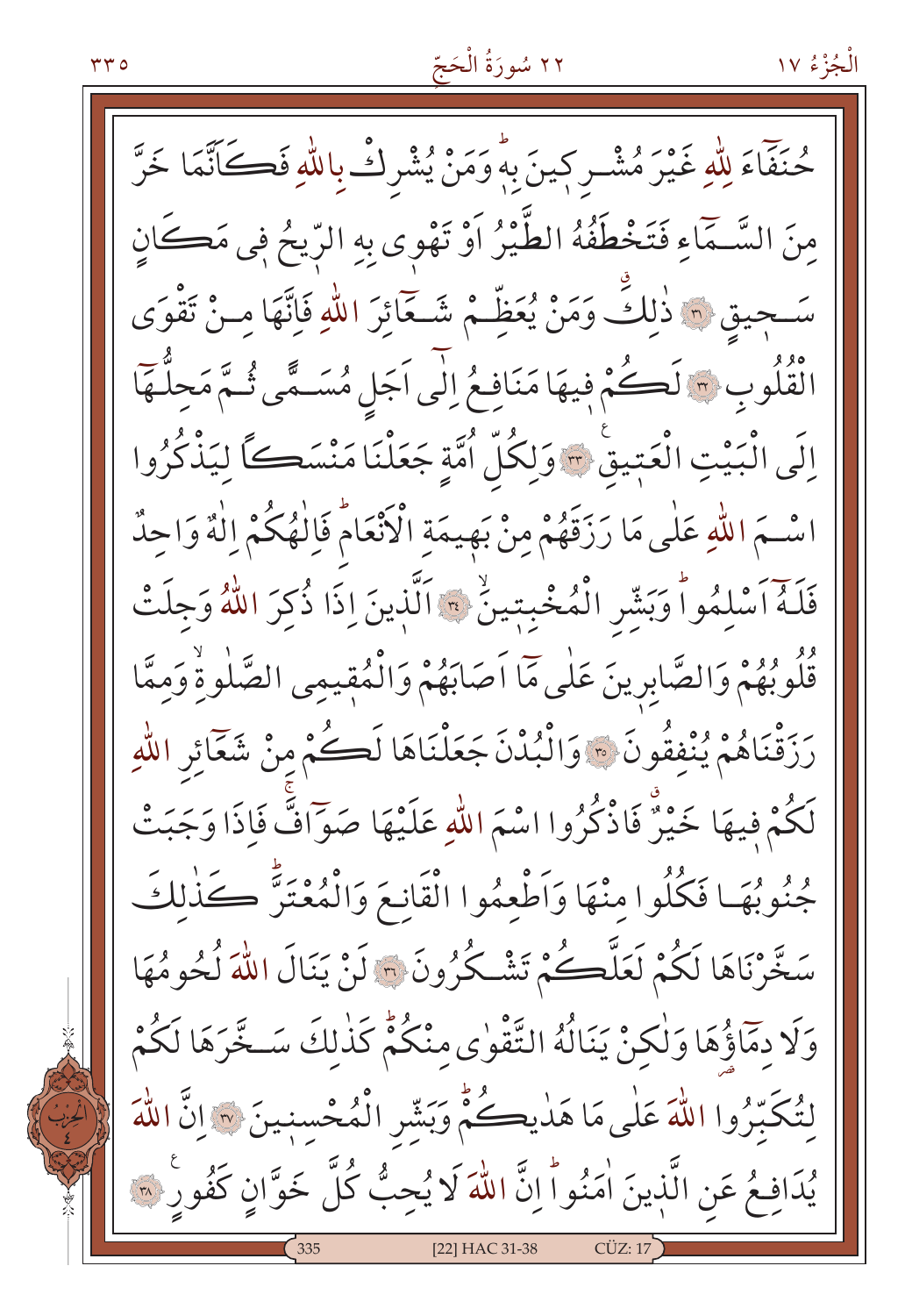حُنَفَاءَ لِلّٰهِ غَيْرَ مُشْرِكِينَ بِهٖۜ وَمَنْ يُشْرِكْ بِاللّٰهِ فَكَاَنَّمَا خَرَّ مِنَ السَّمَاءِ فَتَخْطَفُهُ الطَّيْرُ اَوْ تَهْوٖى بِهِ الرّٖيحُ فٖى مَكَانٍ سَحٖيقٍ ﴿٣١﴾ ذٰلِكَۗ وَمَنْ يُعَظِّمْ شَعَائِرَ اللّٰهِ فَاِنَّهَا مِنْ تَقْوَى الْقُلُوبِ ﴿٣٢﴾ لَكُمْ فٖيهَا مَنَافِعُ اِلٰٓى اَجَلٍ مُسَمًّى ثُمَّ مَحِلُّهَٓا اِلَى الْبَيْتِ الْعَتٖيقِ ﴿٣٣﴾ وَلِكُلِّ اُمَّةٍ جَعَلْنَا مَنْسَكًا لِيَذْكُرُوا اسْمَ اللّٰهِ عَلٰى مَا رَزَقَهُمْ مِنْ بَهٖيمَةِ الْاَنْعَامِۜ فَاِلٰهُكُمْ اِلٰهٌ وَاحِدٌ فَلَهُٓ اَسْلِمُواۜ وَبَشِّرِ الْمُخْبِتٖينَۙ ﴿٣٤﴾ اَلَّذٖينَ اِذَا ذُكِرَ اللّٰهُ وَجِلَتْ قُلُوبُهُمْ وَالصَّابِرٖينَ عَلٰى مَٓا اَصَابَهُمْ وَالْمُقٖيمِى الصَّلٰوةِۙ وَمِمَّا رَزَقْنَاهُمْ يُنْفِقُونَ ﴿٣٥﴾ وَالْبُدْنَ جَعَلْنَاهَا لَكُمْ مِنْ شَعَٓائِرِ اللّٰهِ لَكُمْ فٖيهَا خَيْرٌۗ فَاذْكُرُوا اسْمَ اللّٰهِ عَلَيْهَا صَوَٓافَّۚ فَاِذَا وَجَبَتْ جُنُوبُهَا فَكُلُوا مِنْهَا وَاَطْعِمُوا الْقَانِعَ وَالْمُعْتَرَّۜ كَذٰلِكَ سَخَّرْنَاهَا لَكُمْ لَعَلَّكُمْ تَشْكُرُونَ ﴿٣٦﴾ لَنْ يَنَالَ اللّٰهَ لُحُومُهَا وَلَا دِمَٓاؤُهَا وَلٰكِنْ يَنَالُهُ التَّقْوٰى مِنْكُمْۜ كَذٰلِكَ سَخَّرَهَا لَكُمْ لِتُكَبِّرُوا اللّٰهَ عَلٰى مَا هَدٰيكُمْۜ وَبَشِّرِ الْمُحْسِنٖينَ ﴿٣٧﴾ اِنَّ اللّٰهَ يُدَافِعُ عَنِ الَّذٖينَ اٰمَنُواۜ اِنَّ اللّٰهَ لَا يُحِبُّ كُلَّ خَوَّانٍ كَفُورٍ ﴿٣٨﴾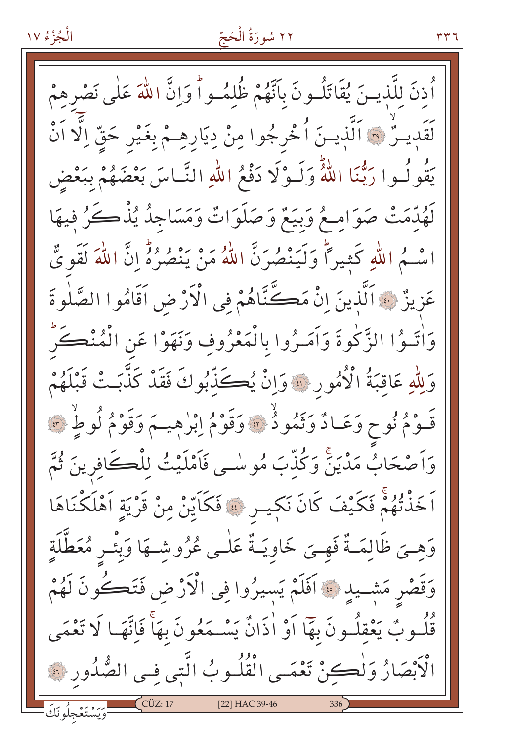اُذِنَ لِلَّذٖينَ يُقَاتَلُونَ بِاَنَّهُمْ ظُلِمُواۜ وَاِنَّ اللّٰهَ عَلٰى نَصْرِهِمْ لَقَدٖيرٌۙ ﴿٣٩﴾ اَلَّذٖينَ اُخْرِجُوا مِنْ دِيَارِهِمْ بِغَيْرِ حَقٍّ اِلَّٓا اَنْ يَقُولُوا رَبُّنَا اللّٰهُۜ وَلَوْلَا دَفْعُ اللّٰهِ النَّاسَ بَعْضَهُمْ بِبَعْضٍ لَهُدِّمَتْ صَوَامِعُ وَبِيَعٌ وَصَلَوَاتٌ وَمَسَاجِدُ يُذْكَرُ فٖيهَا اسْمُ اللّٰهِ كَثٖيراًۜ وَلَيَنْصُرَنَّ اللّٰهُ مَنْ يَنْصُرُهُۜ اِنَّ اللّٰهَ لَقَوِيٌّ عَزٖيزٌ ﴿٤٠﴾ اَلَّذٖينَ اِنْ مَكَّنَّاهُمْ فِي الْاَرْضِ اَقَامُوا الصَّلٰوةَ وَاٰتَوُا الزَّكٰوةَ وَاَمَرُوا بِالْمَعْرُوفِ وَنَهَوْا عَنِ الْمُنْكَرِۜ وَلِلّٰهِ عَاقِبَةُ الْاُمُورِ ﴿٤١﴾ وَاِنْ يُكَذِّبُوكَ فَقَدْ كَذَّبَتْ قَبْلَهُمْ قَوْمُ نُوحٍ وَعَادٌ وَثَمُودُۙ ﴿٤٢﴾ وَقَوْمُ اِبْرٰهٖيمَ وَقَوْمُ لُوطٍۙ ﴿٤٣﴾ وَاَصْحَابُ مَدْيَنَۚ وَكُذِّبَ مُوسٰى فَاَمْلَيْتُ لِلْكَافِرٖينَ ثُمَّ اَخَذْتُهُمْۚ فَكَيْفَ كَانَ نَكٖيرِ ﴿٤٤﴾ فَكَاَيِّنْ مِنْ قَرْيَةٍ اَهْلَكْنَاهَا وَهِيَ ظَالِمَةٌ فَهِيَ خَاوِيَةٌ عَلٰى عُرُوشِهَا وَبِئْرٍ مُعَطَّلَةٍ وَقَصْرٍ مَشٖيدٍ ﴿٤٥﴾ اَفَلَمْ يَسٖيرُوا فِي الْاَرْضِ فَتَكُونَ لَهُمْ قُلُوبٌ يَعْقِلُونَ بِهَٓا اَوْ اٰذَانٌ يَسْمَعُونَ بِهَاۚ فَاِنَّهَا لَا تَعْمَى الْاَبْصَارُ وَلٰكِنْ تَعْمَى الْقُلُوبُ الَّتٖي فِي الصُّدُورِ ﴿٤٦﴾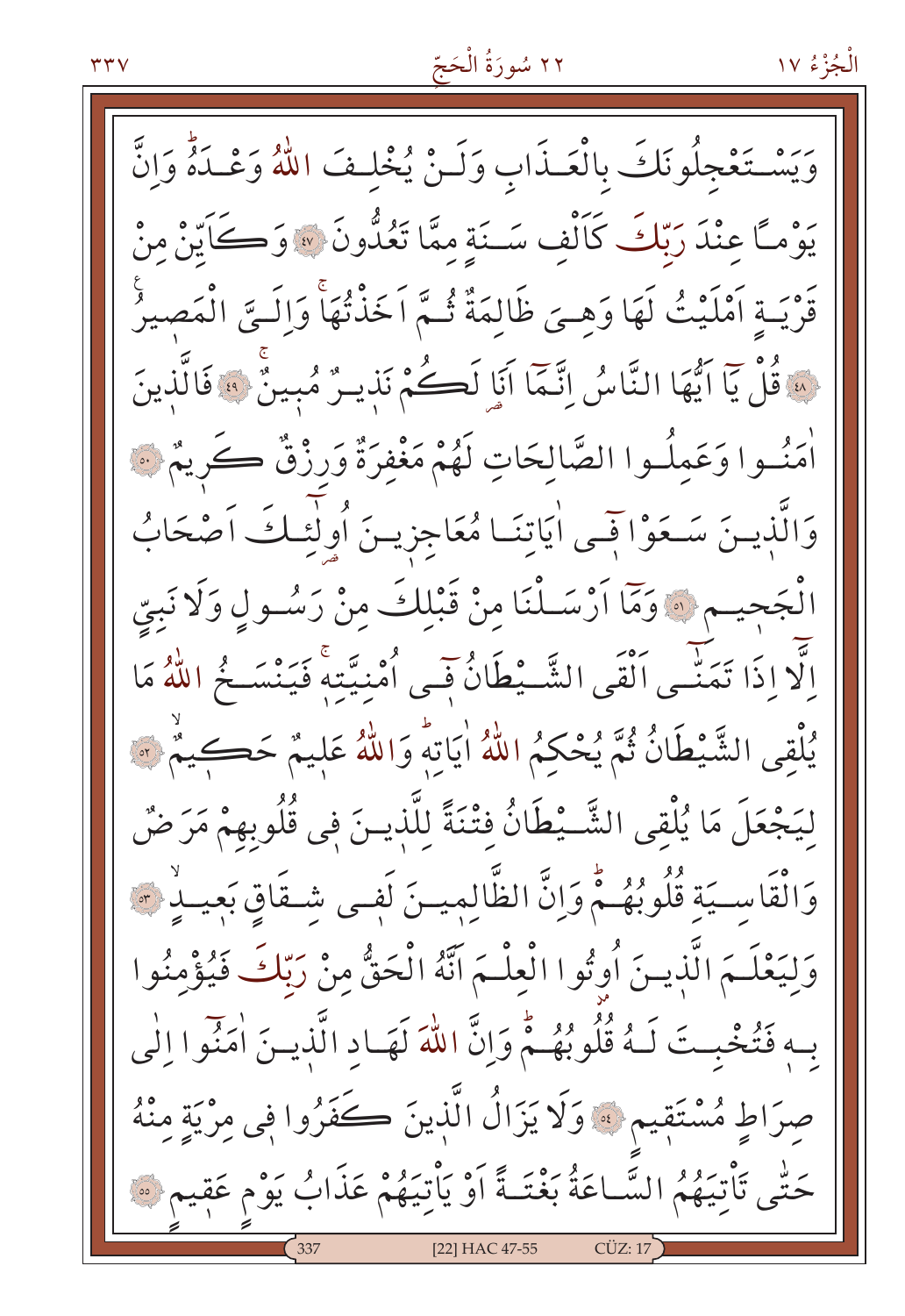وَيَسْتَعْجِلُونَكَ بِالْعَذَابِ وَلَنْ يُخْلِفَ اللّٰهُ وَعْدَهُۜ وَاِنَّ يَوْمًا عِنْدَ رَبِّكَ كَاَلْفِ سَنَةٍ مِمَّا تَعُدُّونَ ﴿٤٧﴾ وَكَاَيِّنْ مِنْ قَرْيَةٍ اَمْلَيْتُ لَهَا وَهِيَ ظَالِمَةٌ ثُمَّ اَخَذْتُهَاۚ وَاِلَيَّ الْمَص۪يرُ ﴿٤٨﴾ قُلْ يَٓا اَيُّهَا النَّاسُ اِنَّمَٓا اَنَا لَكُمْ نَذ۪يرٌ مُب۪ينٌۚ ﴿٤٩﴾ فَالَّذ۪ينَ اٰمَنُوا وَعَمِلُوا الصَّالِحَاتِ لَهُمْ مَغْفِرَةٌ وَرِزْقٌ كَر۪يمٌ ﴿٥٠﴾ وَالَّذ۪ينَ سَعَوْا ف۪ٓي اٰيَاتِنَا مُعَاجِز۪ينَ اُو۬لٰٓئِكَ اَصْحَابُ الْجَح۪يمِ ﴿٥١﴾ وَمَٓا اَرْسَلْنَا مِنْ قَبْلِكَ مِنْ رَسُولٍ وَلَا نَبِيٍّ اِلَّٓا اِذَا تَمَنّٰٓى اَلْقَى الشَّيْطَانُ ف۪ٓي اُمْنِيَّتِه۪ۚ فَيَنْسَخُ اللّٰهُ مَا يُلْقِي الشَّيْطَانُ ثُمَّ يُحْكِمُ اللّٰهُ اٰيَاتِه۪ۜ وَاللّٰهُ عَل۪يمٌ حَك۪يمٌۙ ﴿٥٢﴾ لِيَجْعَلَ مَا يُلْقِي الشَّيْطَانُ فِتْنَةً لِلَّذ۪ينَ ف۪ي قُلُوبِهِمْ مَرَضٌ وَالْقَاسِيَةِ قُلُوبُهُمْۜ وَاِنَّ الظَّالِم۪ينَ لَف۪ي شِقَاقٍ بَع۪يدٍۙ ﴿٥٣﴾ وَلِيَعْلَمَ الَّذ۪ينَ اُو۫تُوا الْعِلْمَ اَنَّهُ الْحَقُّ مِنْ رَبِّكَ فَيُؤْمِنُوا بِه۪ فَتُخْبِتَ لَهُ قُلُوبُهُمْۜ وَاِنَّ اللّٰهَ لَهَادِ الَّذ۪ينَ اٰمَنُٓوا اِلٰى صِرَاطٍ مُسْتَق۪يمٍ ﴿٥٤﴾ وَلَا يَزَالُ الَّذ۪ينَ كَفَرُوا ف۪ي مِرْيَةٍ مِنْهُ حَتّٰى تَأْتِيَهُمُ السَّاعَةُ بَغْتَةً اَوْ يَأْتِيَهُمْ عَذَابُ يَوْمٍ عَق۪يمٍ ﴿٥٥﴾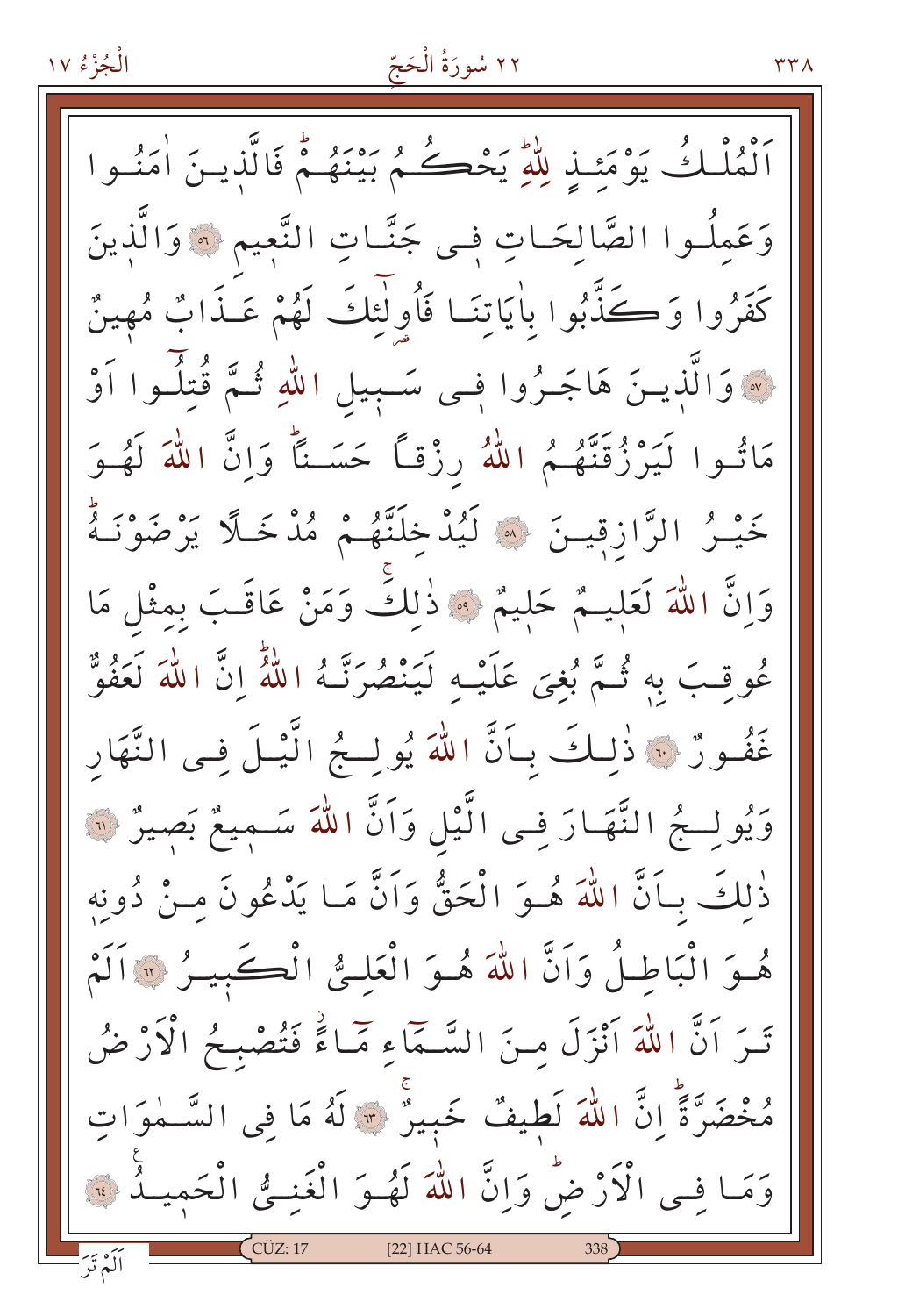اَلْمُلْكُ يَوْمَئِذٍ لِلّٰهِۜ يَحْكُمُ بَيْنَهُمْۜ فَالَّذِينَ اٰمَنُوا وَعَمِلُوا الصَّالِحَاتِ فٖى جَنَّاتِ النَّعٖيمِ ﴿٥٦﴾ وَالَّذٖينَ كَفَرُوا وَكَذَّبُوا بِاٰيَاتِنَا فَاُو۬لٰٓئِكَ لَهُمْ عَذَابٌ مُهٖينٌ ﴿٥٧﴾ وَالَّذٖينَ هَاجَرُوا فٖى سَبٖيلِ اللّٰهِ ثُمَّ قُتِلُٓوا اَوْ مَاتُوا لَيَرْزُقَنَّهُمُ اللّٰهُ رِزْقًا حَسَنًاۜ وَاِنَّ اللّٰهَ لَهُوَ خَيْرُ الرَّازِقٖينَ ﴿٥٨﴾ لَيُدْخِلَنَّهُمْ مُدْخَلًا يَرْضَوْنَهُۜ وَاِنَّ اللّٰهَ لَعَلٖيمٌ حَلٖيمٌ ﴿٥٩﴾ ذٰلِكَۚ وَمَنْ عَاقَبَ بِمِثْلِ مَا عُوقِبَ بِهٖ ثُمَّ بُغِيَ عَلَيْهِ لَيَنْصُرَنَّهُ اللّٰهُۜ اِنَّ اللّٰهَ لَعَفُوٌّ غَفُورٌ ﴿٦٠﴾ ذٰلِكَ بِاَنَّ اللّٰهَ يُولِجُ الَّيْلَ فِى النَّهَارِ وَيُولِجُ النَّهَارَ فِى الَّيْلِ وَاَنَّ اللّٰهَ سَمٖيعٌ بَصٖيرٌ ﴿٦١﴾ ذٰلِكَ بِاَنَّ اللّٰهَ هُوَ الْحَقُّ وَاَنَّ مَا يَدْعُونَ مِنْ دُونِهٖ هُوَ الْبَاطِلُ وَاَنَّ اللّٰهَ هُوَ الْعَلِيُّ الْكَبٖيرُ ﴿٦٢﴾ اَلَمْ تَرَ اَنَّ اللّٰهَ اَنْزَلَ مِنَ السَّمَٓاءِ مَٓاءًۘ فَتُصْبِحُ الْاَرْضُ مُخْضَرَّةًۜ اِنَّ اللّٰهَ لَطٖيفٌ خَبٖيرٌۚ ﴿٦٣﴾ لَهُ مَا فِى السَّمٰوَاتِ وَمَا فِى الْاَرْضِۜ وَاِنَّ اللّٰهَ لَهُوَ الْغَنِيُّ الْحَمٖيدُ ﴿٦٤﴾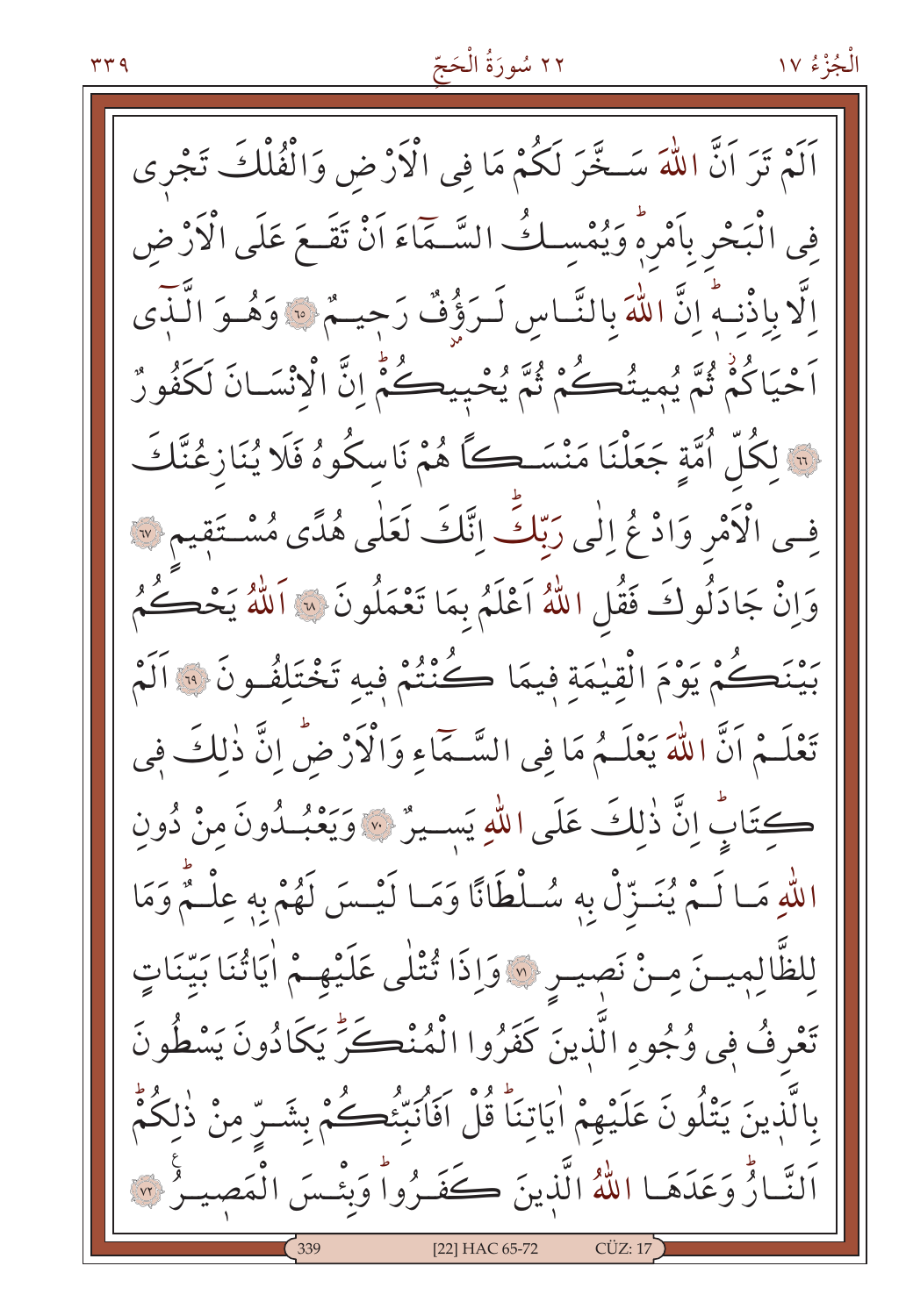اَلَمْ تَرَ اَنَّ اللّٰهَ سَخَّرَ لَكُمْ مَا فِى الْاَرْضِ وَالْفُلْكَ تَجْرى فِى الْبَحْرِ بِاَمْرِهٖۜ وَيُمْسِكُ السَّمَٓاءَ اَنْ تَقَعَ عَلَى الْاَرْضِ اِلَّا بِاِذْنِهٖۜ اِنَّ اللّٰهَ بِالنَّاسِ لَرَؤُ۫فٌ رَح۪يمٌ ﴿٦٥﴾ وَهُوَ الَّذ۪ٓى اَحْيَاكُمْۘ ثُمَّ يُم۪يتُكُمْ ثُمَّ يُحْي۪يكُمْۜ اِنَّ الْاِنْسَانَ لَكَفُورٌ ﴿٦٦﴾ لِكُلِّ اُمَّةٍ جَعَلْنَا مَنْسَكًا هُمْ نَاسِكُوهُ فَلَا يُنَازِعُنَّكَ فِى الْاَمْرِ وَادْعُ اِلٰى رَبِّكَۜ اِنَّكَ لَعَلٰى هُدًى مُسْتَق۪يمٍ ﴿٦٧﴾ وَاِنْ جَادَلُوكَ فَقُلِ اللّٰهُ اَعْلَمُ بِمَا تَعْمَلُونَ ﴿٦٨﴾ اَللّٰهُ يَحْكُمُ بَيْنَكُمْ يَوْمَ الْقِيٰمَةِ ف۪يمَا كُنْتُمْ ف۪يهِ تَخْتَلِفُونَ ﴿٦٩﴾ اَلَمْ تَعْلَمْ اَنَّ اللّٰهَ يَعْلَمُ مَا فِى السَّمَٓاءِ وَالْاَرْضِۜ اِنَّ ذٰلِكَ ف۪ى كِتَابٍۜ اِنَّ ذٰلِكَ عَلَى اللّٰهِ يَس۪يرٌ ﴿٧٠﴾ وَيَعْبُدُونَ مِنْ دُونِ اللّٰهِ مَا لَمْ يُنَزِّلْ بِه۪ سُلْطَانًا وَمَا لَيْسَ لَهُمْ بِه۪ عِلْمٌۜ وَمَا لِلظَّالِم۪ينَ مِنْ نَص۪يرٍ ﴿٧١﴾ وَاِذَا تُتْلٰى عَلَيْهِمْ اٰيَاتُنَا بَيِّنَاتٍ تَعْرِفُ ف۪ى وُجُوهِ الَّذ۪ينَ كَفَرُوا الْمُنْكَرَۜ يَكَادُونَ يَسْطُونَ بِالَّذ۪ينَ يَتْلُونَ عَلَيْهِمْ اٰيَاتِنَاۜ قُلْ اَفَاُنَبِّئُكُمْ بِشَرٍّ مِنْ ذٰلِكُمْۜ اَلنَّارُۜ وَعَدَهَا اللّٰهُ الَّذ۪ينَ كَفَرُواۜ وَبِئْسَ الْمَص۪يرُ ﴿٧٢﴾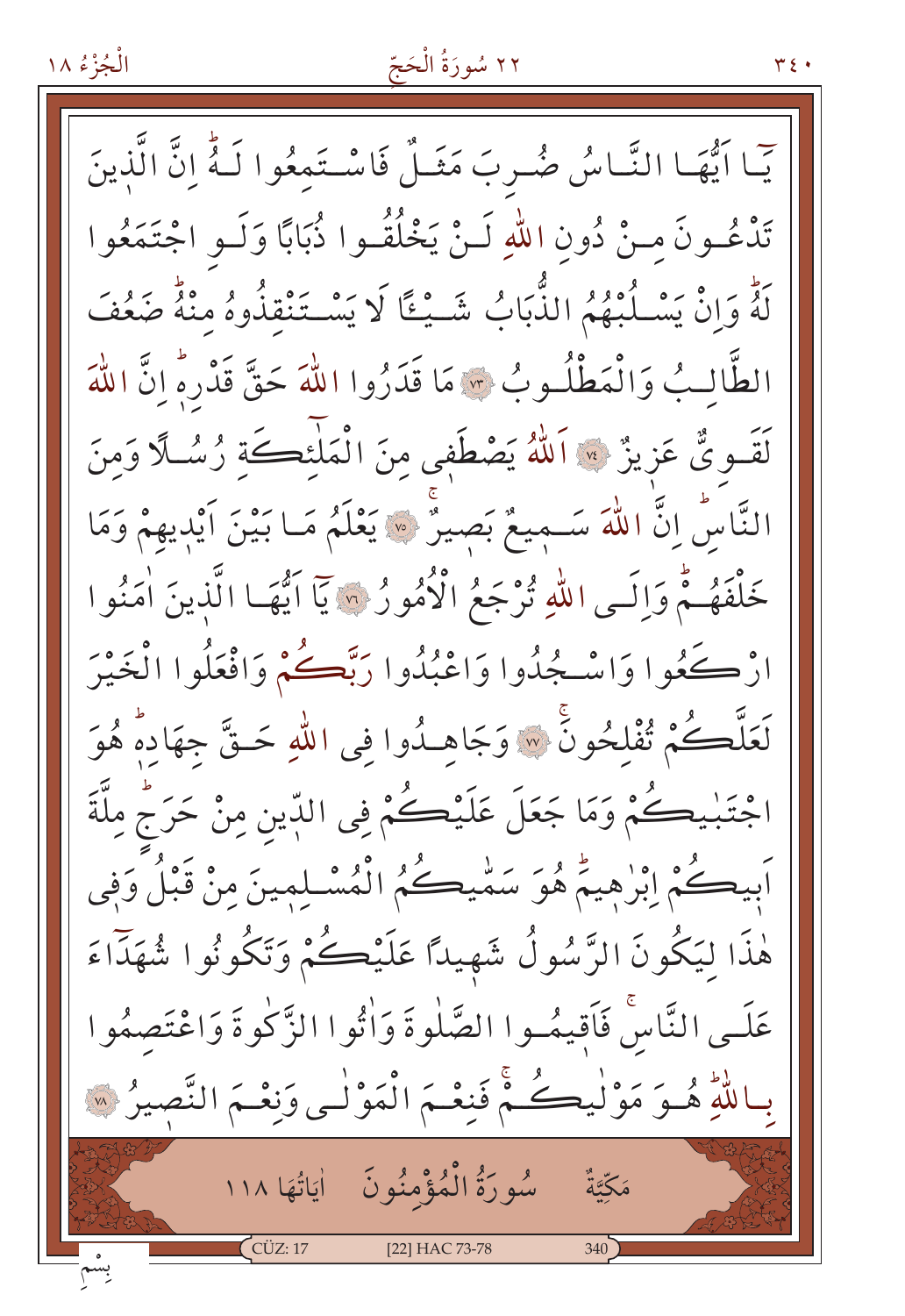يَٓا اَيُّهَا النَّاسُ ضُرِبَ مَثَلٌ فَاسْتَمِعُوا لَهُۜ اِنَّ الَّذٖينَ تَدْعُونَ مِنْ دُونِ اللّٰهِ لَنْ يَخْلُقُوا ذُبَابًا وَلَوِ اجْتَمَعُوا لَهُۜ وَاِنْ يَسْلُبْهُمُ الذُّبَابُ شَيْـًٔا لَا يَسْتَنْقِذُوهُ مِنْهُۜ ضَعُفَ الطَّالِبُ وَالْمَطْلُوبُ ﴿٧٣﴾ مَا قَدَرُوا اللّٰهَ حَقَّ قَدْرِهٖۜ اِنَّ اللّٰهَ لَقَوِيٌّ عَزٖيزٌ ﴿٧٤﴾ اَللّٰهُ يَصْطَفٖي مِنَ الْمَلٰٓئِكَةِ رُسُلًا وَمِنَ النَّاسِۜ اِنَّ اللّٰهَ سَمٖيعٌ بَصٖيرٌۚ ﴿٧٥﴾ يَعْلَمُ مَا بَيْنَ اَيْدٖيهِمْ وَمَا خَلْفَهُمْۜ وَاِلَى اللّٰهِ تُرْجَعُ الْاُمُورُ ﴿٧٦﴾ يَٓا اَيُّهَا الَّذٖينَ اٰمَنُوا ارْكَعُوا وَاسْجُدُوا وَاعْبُدُوا رَبَّكُمْ وَافْعَلُوا الْخَيْرَ لَعَلَّكُمْ تُفْلِحُونَۚ ﴿٧٧﴾ وَجَاهِدُوا فِي اللّٰهِ حَقَّ جِهَادِهٖۜ هُوَ اجْتَبٰيكُمْ وَمَا جَعَلَ عَلَيْكُمْ فِي الدّٖينِ مِنْ حَرَجٍۜ مِلَّةَ اَبٖيكُمْ اِبْرٰهٖيمَۜ هُوَ سَمّٰيكُمُ الْمُسْلِمٖينَ مِنْ قَبْلُ وَفٖي هٰذَا لِيَكُونَ الرَّسُولُ شَهٖيدًا عَلَيْكُمْ وَتَكُونُوا شُهَدَٓاءَ عَلَى النَّاسِۚ فَاَقٖيمُوا الصَّلٰوةَ وَاٰتُوا الزَّكٰوةَ وَاعْتَصِمُوا بِاللّٰهِۜ هُوَ مَوْلٰيكُمْۚ فَنِعْمَ الْمَوْلٰى وَنِعْمَ النَّصٖيرُ ﴿٧٨﴾

## مَكِّيَّةٌ سُورَةُ الْمُؤْمِنُونَ اٰيَاتُهَا ١١٨